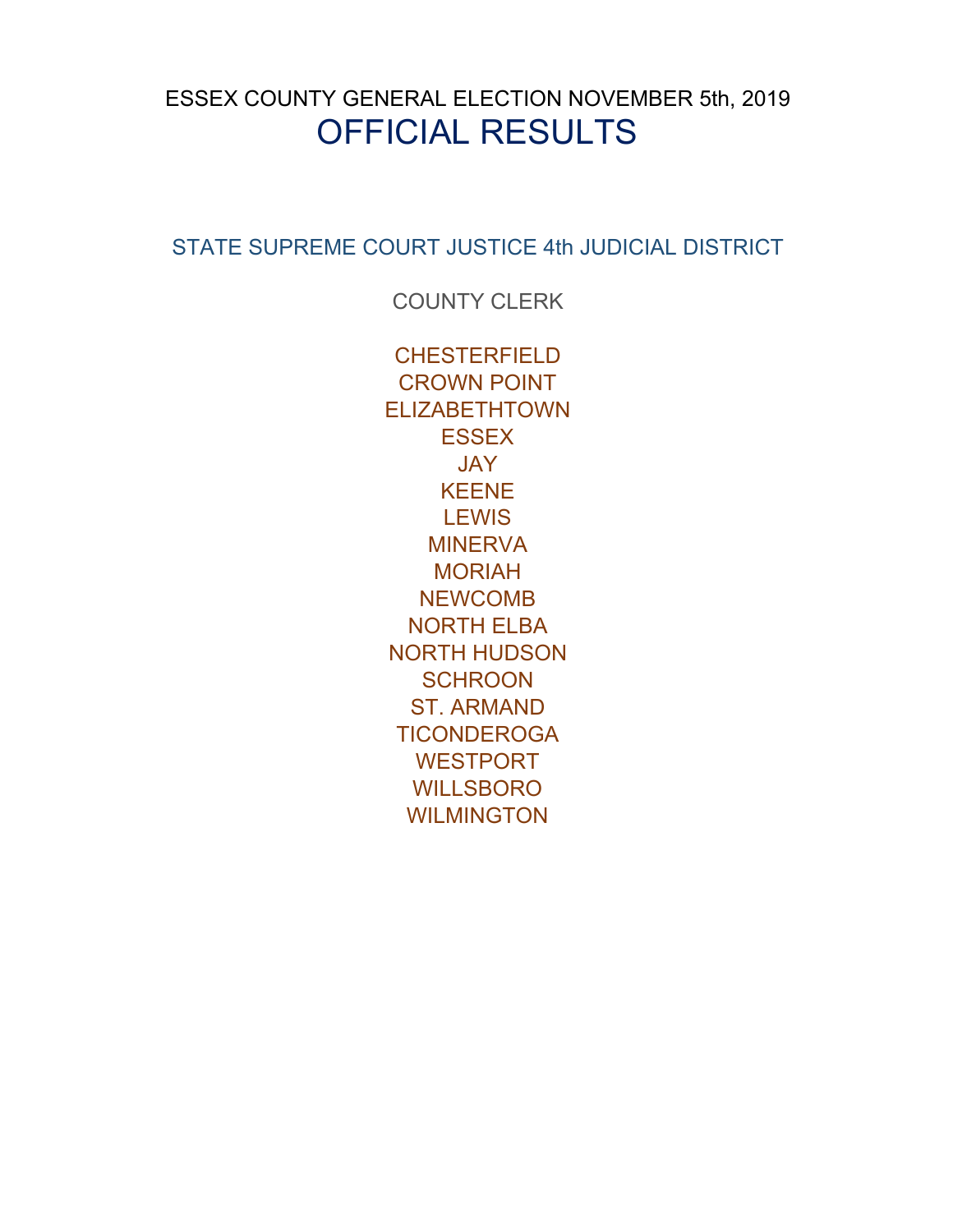ESSEX COUNTY GENERAL ELECTION NOVEMBER 5th, 2019

# OFFICIAL RESULTS

## STATE SUPREME COURT JUSTICE 4th JUDICIAL DISTRICT

## COUNTY CLERK

CHESTERFIELD
CROWN POINT
ELIZABETHTOWN
ESSEX
JAY
KEENE
LEWIS
MINERVA
MORIAH
NEWCOMB
NORTH ELBA
NORTH HUDSON
SCHROON
ST. ARMAND
TICONDEROGA
WESTPORT
WILLSBORO
WILMINGTON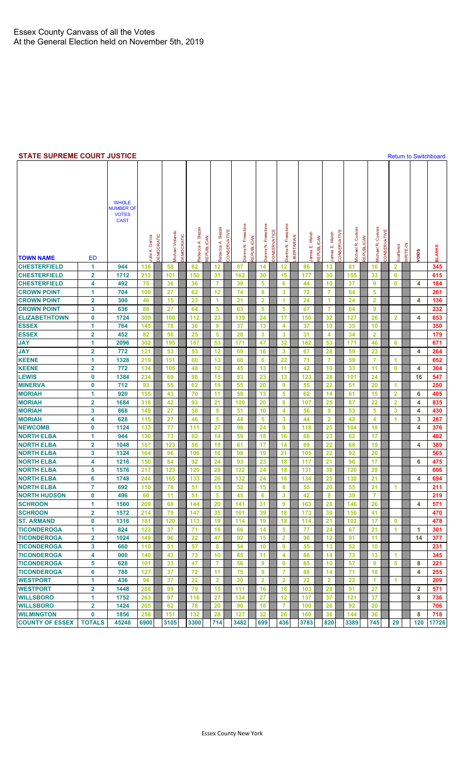# Essex County Canvass of all the Votes
At the General Election held on November 5th, 2019

## STATE SUPREME COURT JUSTICE

Return to Switchboard

| TOWN NAME | ED | WHOLE NUMBER OF VOTES CAST | Julie A. Garcia DEMOCRATIC | Michael Violando DEMOCRATIC | Rebecca A. Slezak REPUBLICAN | Rebecca A. Slezak CONSERVATIVE | Dianne N. Freestone REPUBLICAN | Dianne N. Freestone CONSERVATIVE | Dianne N. Freestone LIBERTARIAN | James E. Walsh REPUBLICAN | James E. Walsh CONSERVATIVE | Michael R. Cuevas REPUBLICAN | Michael R. Cuevas CONSERVATIVE | Scattered WRITE-IN | VOIDS | BLANKS |
|---|---|---|---|---|---|---|---|---|---|---|---|---|---|---|---|---|
| CHESTERFIELD | 1 | 944 | 136 | 58 | 82 | 12 | 87 | 14 | 12 | 86 | 13 | 81 | 16 | 2 | | 345 |
| CHESTERFIELD | 2 | 1712 | 213 | 101 | 150 | 31 | 162 | 30 | 15 | 177 | 30 | 155 | 33 | 0 | | 615 |
| CHESTERFIELD | 4 | 492 | 75 | 36 | 36 | 7 | 39 | 5 | 6 | 44 | 10 | 37 | 9 | 0 | 4 | 184 |
| CROWN POINT | 1 | 704 | 109 | 27 | 62 | 12 | 74 | 8 | 3 | 72 | 7 | 64 | 5 | | | 261 |
| CROWN POINT | 2 | 300 | 46 | 15 | 23 | 1 | 21 | 2 | 1 | 24 | 1 | 24 | 2 | | 4 | 136 |
| CROWN POINT | 3 | 636 | 88 | 27 | 64 | 5 | 63 | 5 | 5 | 67 | 7 | 64 | 9 | | | 232 |
| ELIZABETHTOWN | 0 | 1724 | 309 | 100 | 112 | 23 | 139 | 24 | 17 | 156 | 32 | 127 | 26 | 2 | 4 | 653 |
| ESSEX | 1 | 764 | 145 | 78 | 36 | 9 | 37 | 13 | 4 | 37 | 10 | 35 | 10 | | | 350 |
| ESSEX | 2 | 452 | 82 | 56 | 25 | 5 | 28 | 3 | 3 | 31 | 4 | 34 | 2 | | | 179 |
| JAY | 1 | 2096 | 302 | 195 | 167 | 53 | 171 | 47 | 32 | 182 | 53 | 171 | 46 | 6 | | 671 |
| JAY | 2 | 772 | 121 | 53 | 53 | 12 | 69 | 16 | 3 | 67 | 28 | 59 | 23 | | 4 | 264 |
| KEENE | 1 | 1328 | 219 | 151 | 60 | 13 | 60 | 6 | 22 | 71 | 7 | 59 | 7 | 1 | | 652 |
| KEENE | 2 | 772 | 134 | 105 | 48 | 12 | 45 | 13 | 11 | 42 | 10 | 33 | 11 | 0 | 4 | 304 |
| LEWIS | 0 | 1384 | 234 | 69 | 98 | 15 | 93 | 23 | 13 | 123 | 28 | 101 | 24 | | 16 | 547 |
| MINERVA | 0 | 712 | 93 | 55 | 62 | 19 | 55 | 20 | 9 | 55 | 22 | 51 | 20 | 1 | | 250 |
| MORIAH | 1 | 920 | 155 | 43 | 70 | 11 | 58 | 13 | 5 | 62 | 14 | 61 | 15 | 2 | 6 | 405 |
| MORIAH | 2 | 1684 | 318 | 42 | 93 | 21 | 100 | 20 | 8 | 107 | 25 | 87 | 22 | 2 | 4 | 835 |
| MORIAH | 3 | 868 | 149 | 27 | 58 | 9 | 51 | 10 | 4 | 56 | 9 | 53 | 5 | 3 | 4 | 430 |
| MORIAH | 4 | 628 | 115 | 27 | 46 | 5 | 44 | 5 | 3 | 44 | 2 | 42 | 4 | 1 | 3 | 287 |
| NEWCOMB | 0 | 1124 | 133 | 77 | 111 | 27 | 98 | 24 | 9 | 118 | 25 | 104 | 18 | | 4 | 376 |
| NORTH ELBA | 1 | 944 | 130 | 73 | 62 | 14 | 59 | 18 | 16 | 68 | 23 | 62 | 17 | | | 402 |
| NORTH ELBA | 2 | 1048 | 187 | 123 | 56 | 19 | 61 | 17 | 14 | 69 | 22 | 68 | 19 | | 4 | 389 |
| NORTH ELBA | 3 | 1324 | 164 | 96 | 106 | 16 | 98 | 19 | 21 | 105 | 22 | 92 | 20 | | | 565 |
| NORTH ELBA | 4 | 1216 | 150 | 84 | 92 | 24 | 93 | 23 | 18 | 117 | 21 | 96 | 17 | | 6 | 475 |
| NORTH ELBA | 5 | 1576 | 217 | 123 | 120 | 28 | 122 | 24 | 18 | 131 | 38 | 120 | 29 | | | 606 |
| NORTH ELBA | 6 | 1748 | 244 | 165 | 133 | 26 | 132 | 24 | 16 | 134 | 25 | 130 | 21 | | 4 | 694 |
| NORTH ELBA | 7 | 692 | 110 | 78 | 51 | 15 | 52 | 15 | 8 | 55 | 20 | 55 | 21 | 1 | | 211 |
| NORTH HUDSON | 0 | 496 | 60 | 11 | 51 | 5 | 45 | 6 | 3 | 42 | 8 | 39 | 7 | | | 219 |
| SCHROON | 1 | 1560 | 209 | 68 | 144 | 20 | 141 | 31 | 9 | 163 | 28 | 146 | 26 | | 4 | 571 |
| SCHROON | 2 | 1572 | 214 | 79 | 147 | 35 | 161 | 39 | 18 | 173 | 39 | 156 | 41 | | | 470 |
| ST. ARMAND | 0 | 1316 | 181 | 120 | 113 | 19 | 114 | 19 | 18 | 114 | 21 | 102 | 17 | 0 | | 478 |
| TICONDEROGA | 1 | 824 | 123 | 37 | 71 | 16 | 66 | 14 | 5 | 77 | 24 | 67 | 21 | 1 | 1 | 301 |
| TICONDEROGA | 2 | 1024 | 149 | 96 | 22 | 47 | 92 | 15 | 2 | 96 | 12 | 91 | 11 | | 14 | 377 |
| TICONDEROGA | 3 | 660 | 110 | 51 | 57 | 8 | 54 | 10 | 9 | 55 | 13 | 52 | 10 | | | 231 |
| TICONDEROGA | 4 | 900 | 140 | 43 | 73 | 10 | 85 | 11 | 4 | 88 | 14 | 73 | 13 | 1 | | 345 |
| TICONDEROGA | 5 | 628 | 101 | 33 | 47 | 7 | 56 | 9 | 0 | 65 | 10 | 57 | 9 | 5 | 8 | 221 |
| TICONDEROGA | 6 | 788 | 127 | 37 | 72 | 11 | 75 | 9 | 7 | 88 | 14 | 71 | 18 | | 4 | 255 |
| WESTPORT | 1 | 436 | 94 | 37 | 22 | 2 | 20 | 2 | 2 | 22 | 2 | 22 | 1 | 1 | | 209 |
| WESTPORT | 2 | 1448 | 288 | 99 | 79 | 15 | 111 | 16 | 18 | 103 | 28 | 91 | 27 | | 2 | 571 |
| WILLSBORO | 1 | 1752 | 263 | 97 | 116 | 27 | 134 | 27 | 12 | 137 | 37 | 121 | 37 | | 8 | 736 |
| WILLSBORO | 2 | 1424 | 205 | 62 | 78 | 20 | 90 | 18 | 7 | 100 | 26 | 92 | 20 | | | 706 |
| WILMINGTON | 0 | 1856 | 258 | 151 | 132 | 28 | 127 | 32 | 26 | 160 | 36 | 144 | 36 | | 8 | 718 |
| COUNTY OF ESSEX | TOTALS | 45248 | 6900 | 3105 | 3300 | 714 | 3482 | 699 | 436 | 3783 | 820 | 3389 | 745 | 29 | 120 | 17726 |

Essex County New York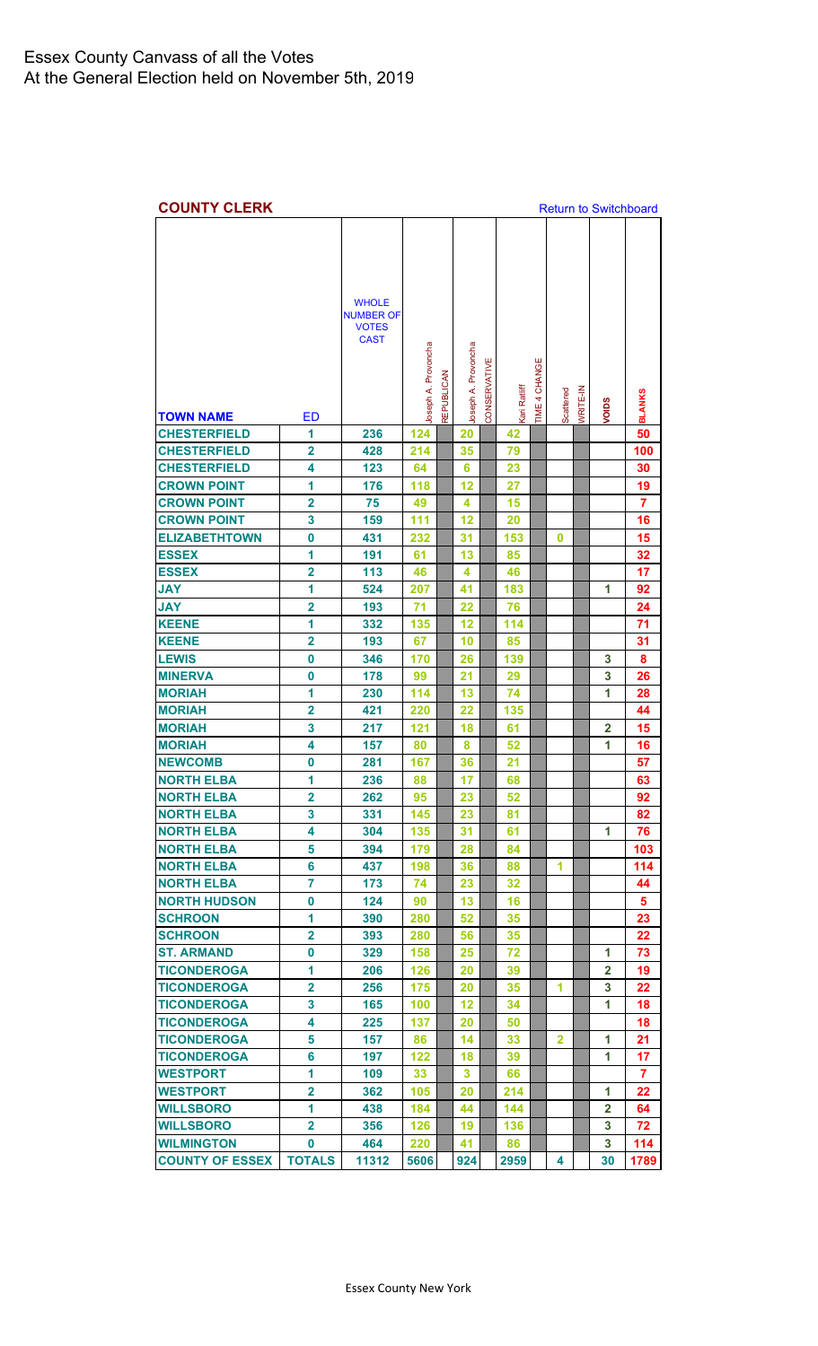# Essex County Canvass of all the Votes
At the General Election held on November 5th, 2019

**COUNTY CLERK** Return to Switchboard

| TOWN NAME | ED | WHOLE NUMBER OF VOTES CAST | Joseph A. Provoncha | REPUBLICAN | Joseph A. Provoncha | CONSERVATIVE | Kari Ratliff | TIME 4 CHANGE | Scattered | WRITE-IN | VOIDS | BLANKS |
|---|---|---|---|---|---|---|---|---|---|---|---|---|
| CHESTERFIELD | 1 | 236 | 124 | | 20 | | 42 | | | | | 50 |
| CHESTERFIELD | 2 | 428 | 214 | | 35 | | 79 | | | | | 100 |
| CHESTERFIELD | 4 | 123 | 64 | | 6 | | 23 | | | | | 30 |
| CROWN POINT | 1 | 176 | 118 | | 12 | | 27 | | | | | 19 |
| CROWN POINT | 2 | 75 | 49 | | 4 | | 15 | | | | | 7 |
| CROWN POINT | 3 | 159 | 111 | | 12 | | 20 | | | | | 16 |
| ELIZABETHTOWN | 0 | 431 | 232 | | 31 | | 153 | | 0 | | | 15 |
| ESSEX | 1 | 191 | 61 | | 13 | | 85 | | | | | 32 |
| ESSEX | 2 | 113 | 46 | | 4 | | 46 | | | | | 17 |
| JAY | 1 | 524 | 207 | | 41 | | 183 | | | | 1 | 92 |
| JAY | 2 | 193 | 71 | | 22 | | 76 | | | | | 24 |
| KEENE | 1 | 332 | 135 | | 12 | | 114 | | | | | 71 |
| KEENE | 2 | 193 | 67 | | 10 | | 85 | | | | | 31 |
| LEWIS | 0 | 346 | 170 | | 26 | | 139 | | | | 3 | 8 |
| MINERVA | 0 | 178 | 99 | | 21 | | 29 | | | | 3 | 26 |
| MORIAH | 1 | 230 | 114 | | 13 | | 74 | | | | 1 | 28 |
| MORIAH | 2 | 421 | 220 | | 22 | | 135 | | | | | 44 |
| MORIAH | 3 | 217 | 121 | | 18 | | 61 | | | | 2 | 15 |
| MORIAH | 4 | 157 | 80 | | 8 | | 52 | | | | 1 | 16 |
| NEWCOMB | 0 | 281 | 167 | | 36 | | 21 | | | | | 57 |
| NORTH ELBA | 1 | 236 | 88 | | 17 | | 68 | | | | | 63 |
| NORTH ELBA | 2 | 262 | 95 | | 23 | | 52 | | | | | 92 |
| NORTH ELBA | 3 | 331 | 145 | | 23 | | 81 | | | | | 82 |
| NORTH ELBA | 4 | 304 | 135 | | 31 | | 61 | | | | 1 | 76 |
| NORTH ELBA | 5 | 394 | 179 | | 28 | | 84 | | | | | 103 |
| NORTH ELBA | 6 | 437 | 198 | | 36 | | 88 | | 1 | | | 114 |
| NORTH ELBA | 7 | 173 | 74 | | 23 | | 32 | | | | | 44 |
| NORTH HUDSON | 0 | 124 | 90 | | 13 | | 16 | | | | | 5 |
| SCHROON | 1 | 390 | 280 | | 52 | | 35 | | | | | 23 |
| SCHROON | 2 | 393 | 280 | | 56 | | 35 | | | | | 22 |
| ST. ARMAND | 0 | 329 | 158 | | 25 | | 72 | | | | 1 | 73 |
| TICONDEROGA | 1 | 206 | 126 | | 20 | | 39 | | | | 2 | 19 |
| TICONDEROGA | 2 | 256 | 175 | | 20 | | 35 | | 1 | | 3 | 22 |
| TICONDEROGA | 3 | 165 | 100 | | 12 | | 34 | | | | 1 | 18 |
| TICONDEROGA | 4 | 225 | 137 | | 20 | | 50 | | | | | 18 |
| TICONDEROGA | 5 | 157 | 86 | | 14 | | 33 | | 2 | | 1 | 21 |
| TICONDEROGA | 6 | 197 | 122 | | 18 | | 39 | | | | 1 | 17 |
| WESTPORT | 1 | 109 | 33 | | 3 | | 66 | | | | | 7 |
| WESTPORT | 2 | 362 | 105 | | 20 | | 214 | | | | 1 | 22 |
| WILLSBORO | 1 | 438 | 184 | | 44 | | 144 | | | | 2 | 64 |
| WILLSBORO | 2 | 356 | 126 | | 19 | | 136 | | | | 3 | 72 |
| WILMINGTON | 0 | 464 | 220 | | 41 | | 86 | | | | 3 | 114 |
| COUNTY OF ESSEX | TOTALS | 11312 | 5606 | | 924 | | 2959 | | 4 | | 30 | 1789 |

Essex County New York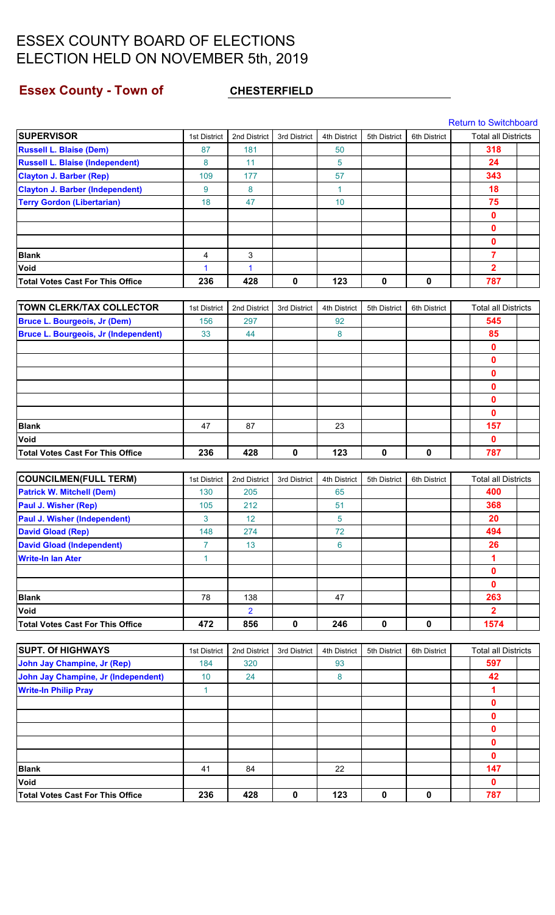# ESSEX COUNTY BOARD OF ELECTIONS
# ELECTION HELD ON NOVEMBER 5th, 2019

## Essex County - Town of CHESTERFIELD

Return to Switchboard

| SUPERVISOR | 1st District | 2nd District | 3rd District | 4th District | 5th District | 6th District | Total all Districts |
|---|---|---|---|---|---|---|---|
| Russell L. Blaise (Dem) | 87 | 181 | | 50 | | | 318 |
| Russell L. Blaise (Independent) | 8 | 11 | | 5 | | | 24 |
| Clayton J. Barber (Rep) | 109 | 177 | | 57 | | | 343 |
| Clayton J. Barber (Independent) | 9 | 8 | | 1 | | | 18 |
| Terry Gordon (Libertarian) | 18 | 47 | | 10 | | | 75 |
| | | | | | | | 0 |
| | | | | | | | 0 |
| | | | | | | | 0 |
| Blank | 4 | 3 | | | | | 7 |
| Void | 1 | 1 | | | | | 2 |
| Total Votes Cast For This Office | 236 | 428 | 0 | 123 | 0 | 0 | 787 |

| TOWN CLERK/TAX COLLECTOR | 1st District | 2nd District | 3rd District | 4th District | 5th District | 6th District | Total all Districts |
|---|---|---|---|---|---|---|---|
| Bruce L. Bourgeois, Jr (Dem) | 156 | 297 | | 92 | | | 545 |
| Bruce L. Bourgeois, Jr (Independent) | 33 | 44 | | 8 | | | 85 |
| | | | | | | | 0 |
| | | | | | | | 0 |
| | | | | | | | 0 |
| | | | | | | | 0 |
| | | | | | | | 0 |
| | | | | | | | 0 |
| Blank | 47 | 87 | | 23 | | | 157 |
| Void | | | | | | | 0 |
| Total Votes Cast For This Office | 236 | 428 | 0 | 123 | 0 | 0 | 787 |

| COUNCILMEN(FULL TERM) | 1st District | 2nd District | 3rd District | 4th District | 5th District | 6th District | Total all Districts |
|---|---|---|---|---|---|---|---|
| Patrick W. Mitchell (Dem) | 130 | 205 | | 65 | | | 400 |
| Paul J. Wisher (Rep) | 105 | 212 | | 51 | | | 368 |
| Paul J. Wisher (Independent) | 3 | 12 | | 5 | | | 20 |
| David Gload (Rep) | 148 | 274 | | 72 | | | 494 |
| David Gload (Independent) | 7 | 13 | | 6 | | | 26 |
| Write-In Ian Ater | 1 | | | | | | 1 |
| | | | | | | | 0 |
| | | | | | | | 0 |
| Blank | 78 | 138 | | 47 | | | 263 |
| Void | | 2 | | | | | 2 |
| Total Votes Cast For This Office | 472 | 856 | 0 | 246 | 0 | 0 | 1574 |

| SUPT. Of HIGHWAYS | 1st District | 2nd District | 3rd District | 4th District | 5th District | 6th District | Total all Districts |
|---|---|---|---|---|---|---|---|
| John Jay Champine, Jr (Rep) | 184 | 320 | | 93 | | | 597 |
| John Jay Champine, Jr (Independent) | 10 | 24 | | 8 | | | 42 |
| Write-In Philip Pray | 1 | | | | | | 1 |
| | | | | | | | 0 |
| | | | | | | | 0 |
| | | | | | | | 0 |
| | | | | | | | 0 |
| | | | | | | | 0 |
| Blank | 41 | 84 | | 22 | | | 147 |
| Void | | | | | | | 0 |
| Total Votes Cast For This Office | 236 | 428 | 0 | 123 | 0 | 0 | 787 |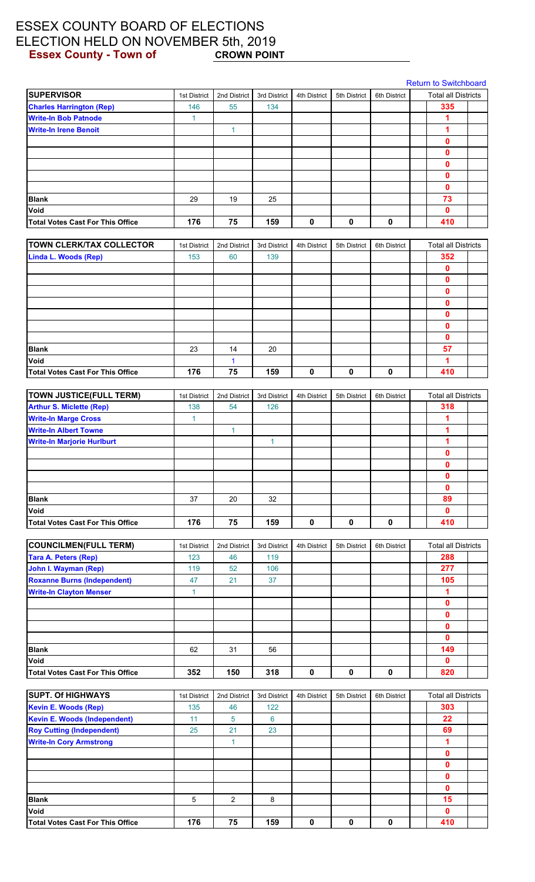# ESSEX COUNTY BOARD OF ELECTIONS
# ELECTION HELD ON NOVEMBER 5th, 2019
## Essex County - Town of CROWN POINT

Return to Switchboard

| SUPERVISOR | 1st District | 2nd District | 3rd District | 4th District | 5th District | 6th District | Total all Districts |
|---|---|---|---|---|---|---|---|
| Charles Harrington (Rep) | 146 | 55 | 134 | | | | 335 |
| Write-In Bob Patnode | 1 | | | | | | 1 |
| Write-In Irene Benoit | | 1 | | | | | 1 |
| | | | | | | | 0 |
| | | | | | | | 0 |
| | | | | | | | 0 |
| | | | | | | | 0 |
| | | | | | | | 0 |
| Blank | 29 | 19 | 25 | | | | 73 |
| Void | | | | | | | 0 |
| Total Votes Cast For This Office | 176 | 75 | 159 | 0 | 0 | 0 | 410 |

| TOWN CLERK/TAX COLLECTOR | 1st District | 2nd District | 3rd District | 4th District | 5th District | 6th District | Total all Districts |
|---|---|---|---|---|---|---|---|
| Linda L. Woods (Rep) | 153 | 60 | 139 | | | | 352 |
| | | | | | | | 0 |
| | | | | | | | 0 |
| | | | | | | | 0 |
| | | | | | | | 0 |
| | | | | | | | 0 |
| | | | | | | | 0 |
| | | | | | | | 0 |
| Blank | 23 | 14 | 20 | | | | 57 |
| Void | | 1 | | | | | 1 |
| Total Votes Cast For This Office | 176 | 75 | 159 | 0 | 0 | 0 | 410 |

| TOWN JUSTICE(FULL TERM) | 1st District | 2nd District | 3rd District | 4th District | 5th District | 6th District | Total all Districts |
|---|---|---|---|---|---|---|---|
| Arthur S. Miclette (Rep) | 138 | 54 | 126 | | | | 318 |
| Write-In Marge Cross | 1 | | | | | | 1 |
| Write-In Albert Towne | | 1 | | | | | 1 |
| Write-In Marjorie Hurlburt | | | 1 | | | | 1 |
| | | | | | | | 0 |
| | | | | | | | 0 |
| | | | | | | | 0 |
| | | | | | | | 0 |
| Blank | 37 | 20 | 32 | | | | 89 |
| Void | | | | | | | 0 |
| Total Votes Cast For This Office | 176 | 75 | 159 | 0 | 0 | 0 | 410 |

| COUNCILMEN(FULL TERM) | 1st District | 2nd District | 3rd District | 4th District | 5th District | 6th District | Total all Districts |
|---|---|---|---|---|---|---|---|
| Tara A. Peters (Rep) | 123 | 46 | 119 | | | | 288 |
| John I. Wayman (Rep) | 119 | 52 | 106 | | | | 277 |
| Roxanne Burns (Independent) | 47 | 21 | 37 | | | | 105 |
| Write-In Clayton Menser | 1 | | | | | | 1 |
| | | | | | | | 0 |
| | | | | | | | 0 |
| | | | | | | | 0 |
| | | | | | | | 0 |
| Blank | 62 | 31 | 56 | | | | 149 |
| Void | | | | | | | 0 |
| Total Votes Cast For This Office | 352 | 150 | 318 | 0 | 0 | 0 | 820 |

| SUPT. Of HIGHWAYS | 1st District | 2nd District | 3rd District | 4th District | 5th District | 6th District | Total all Districts |
|---|---|---|---|---|---|---|---|
| Kevin E. Woods (Rep) | 135 | 46 | 122 | | | | 303 |
| Kevin E. Woods (Independent) | 11 | 5 | 6 | | | | 22 |
| Roy Cutting (Independent) | 25 | 21 | 23 | | | | 69 |
| Write-In Cory Armstrong | | 1 | | | | | 1 |
| | | | | | | | 0 |
| | | | | | | | 0 |
| | | | | | | | 0 |
| | | | | | | | 0 |
| Blank | 5 | 2 | 8 | | | | 15 |
| Void | | | | | | | 0 |
| Total Votes Cast For This Office | 176 | 75 | 159 | 0 | 0 | 0 | 410 |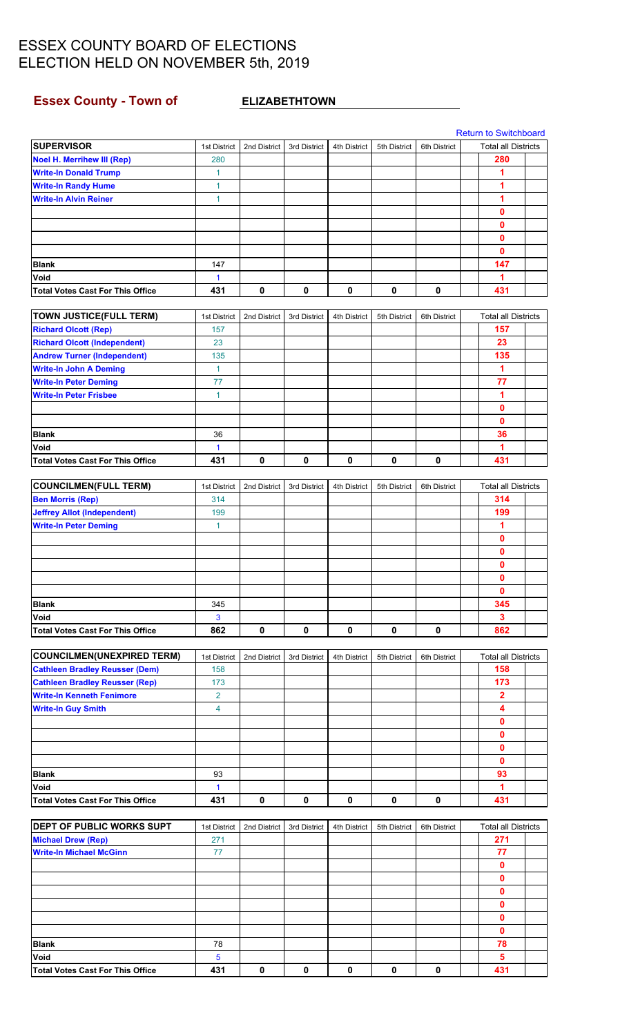# ESSEX COUNTY BOARD OF ELECTIONS
# ELECTION HELD ON NOVEMBER 5th, 2019

## Essex County - Town of ELIZABETHTOWN

Return to Switchboard

| SUPERVISOR | 1st District | 2nd District | 3rd District | 4th District | 5th District | 6th District | Total all Districts |
|---|---|---|---|---|---|---|---|
| Noel H. Merrihew III (Rep) | 280 | | | | | | 280 |
| Write-In Donald Trump | 1 | | | | | | 1 |
| Write-In Randy Hume | 1 | | | | | | 1 |
| Write-In Alvin Reiner | 1 | | | | | | 1 |
| | | | | | | | 0 |
| | | | | | | | 0 |
| | | | | | | | 0 |
| | | | | | | | 0 |
| Blank | 147 | | | | | | 147 |
| Void | 1 | | | | | | 1 |
| Total Votes Cast For This Office | 431 | 0 | 0 | 0 | 0 | 0 | 431 |

| TOWN JUSTICE(FULL TERM) | 1st District | 2nd District | 3rd District | 4th District | 5th District | 6th District | Total all Districts |
|---|---|---|---|---|---|---|---|
| Richard Olcott (Rep) | 157 | | | | | | 157 |
| Richard Olcott (Independent) | 23 | | | | | | 23 |
| Andrew Turner (Independent) | 135 | | | | | | 135 |
| Write-In John A Deming | 1 | | | | | | 1 |
| Write-In Peter Deming | 77 | | | | | | 77 |
| Write-In Peter Frisbee | 1 | | | | | | 1 |
| | | | | | | | 0 |
| | | | | | | | 0 |
| Blank | 36 | | | | | | 36 |
| Void | 1 | | | | | | 1 |
| Total Votes Cast For This Office | 431 | 0 | 0 | 0 | 0 | 0 | 431 |

| COUNCILMEN(FULL TERM) | 1st District | 2nd District | 3rd District | 4th District | 5th District | 6th District | Total all Districts |
|---|---|---|---|---|---|---|---|
| Ben Morris (Rep) | 314 | | | | | | 314 |
| Jeffrey Allot (Independent) | 199 | | | | | | 199 |
| Write-In Peter Deming | 1 | | | | | | 1 |
| | | | | | | | 0 |
| | | | | | | | 0 |
| | | | | | | | 0 |
| | | | | | | | 0 |
| | | | | | | | 0 |
| Blank | 345 | | | | | | 345 |
| Void | 3 | | | | | | 3 |
| Total Votes Cast For This Office | 862 | 0 | 0 | 0 | 0 | 0 | 862 |

| COUNCILMEN(UNEXPIRED TERM) | 1st District | 2nd District | 3rd District | 4th District | 5th District | 6th District | Total all Districts |
|---|---|---|---|---|---|---|---|
| Cathleen Bradley Reusser (Dem) | 158 | | | | | | 158 |
| Cathleen Bradley Reusser (Rep) | 173 | | | | | | 173 |
| Write-In Kenneth Fenimore | 2 | | | | | | 2 |
| Write-In Guy Smith | 4 | | | | | | 4 |
| | | | | | | | 0 |
| | | | | | | | 0 |
| | | | | | | | 0 |
| | | | | | | | 0 |
| Blank | 93 | | | | | | 93 |
| Void | 1 | | | | | | 1 |
| Total Votes Cast For This Office | 431 | 0 | 0 | 0 | 0 | 0 | 431 |

| DEPT OF PUBLIC WORKS SUPT | 1st District | 2nd District | 3rd District | 4th District | 5th District | 6th District | Total all Districts |
|---|---|---|---|---|---|---|---|
| Michael Drew (Rep) | 271 | | | | | | 271 |
| Write-In Michael McGinn | 77 | | | | | | 77 |
| | | | | | | | 0 |
| | | | | | | | 0 |
| | | | | | | | 0 |
| | | | | | | | 0 |
| | | | | | | | 0 |
| | | | | | | | 0 |
| Blank | 78 | | | | | | 78 |
| Void | 5 | | | | | | 5 |
| Total Votes Cast For This Office | 431 | 0 | 0 | 0 | 0 | 0 | 431 |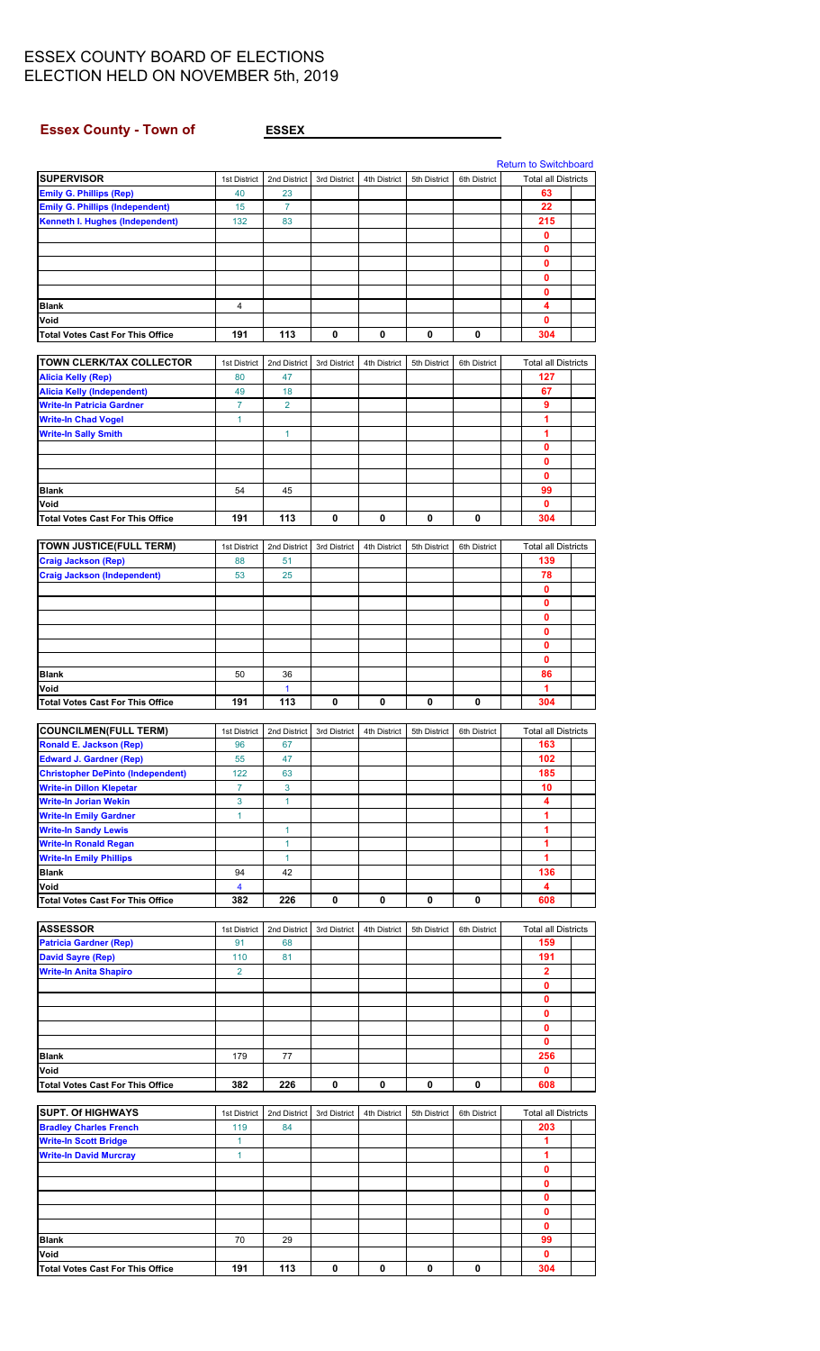# ESSEX COUNTY BOARD OF ELECTIONS
# ELECTION HELD ON NOVEMBER 5th, 2019

## Essex County - Town of ESSEX

Return to Switchboard

| SUPERVISOR | 1st District | 2nd District | 3rd District | 4th District | 5th District | 6th District | Total all Districts |
|---|---|---|---|---|---|---|---|
| Emily G. Phillips (Rep) | 40 | 23 | | | | | 63 |
| Emily G. Phillips (Independent) | 15 | 7 | | | | | 22 |
| Kenneth I. Hughes (Independent) | 132 | 83 | | | | | 215 |
| | | | | | | | 0 |
| | | | | | | | 0 |
| | | | | | | | 0 |
| | | | | | | | 0 |
| | | | | | | | 0 |
| Blank | 4 | | | | | | 4 |
| Void | | | | | | | 0 |
| Total Votes Cast For This Office | 191 | 113 | 0 | 0 | 0 | 0 | 304 |

| TOWN CLERK/TAX COLLECTOR | 1st District | 2nd District | 3rd District | 4th District | 5th District | 6th District | Total all Districts |
|---|---|---|---|---|---|---|---|
| Alicia Kelly (Rep) | 80 | 47 | | | | | 127 |
| Alicia Kelly (Independent) | 49 | 18 | | | | | 67 |
| Write-In Patricia Gardner | 7 | 2 | | | | | 9 |
| Write-In Chad Vogel | 1 | | | | | | 1 |
| Write-In Sally Smith | | 1 | | | | | 1 |
| | | | | | | | 0 |
| | | | | | | | 0 |
| | | | | | | | 0 |
| Blank | 54 | 45 | | | | | 99 |
| Void | | | | | | | 0 |
| Total Votes Cast For This Office | 191 | 113 | 0 | 0 | 0 | 0 | 304 |

| TOWN JUSTICE(FULL TERM) | 1st District | 2nd District | 3rd District | 4th District | 5th District | 6th District | Total all Districts |
|---|---|---|---|---|---|---|---|
| Craig Jackson (Rep) | 88 | 51 | | | | | 139 |
| Craig Jackson (Independent) | 53 | 25 | | | | | 78 |
| | | | | | | | 0 |
| | | | | | | | 0 |
| | | | | | | | 0 |
| | | | | | | | 0 |
| | | | | | | | 0 |
| | | | | | | | 0 |
| Blank | 50 | 36 | | | | | 86 |
| Void | | 1 | | | | | 1 |
| Total Votes Cast For This Office | 191 | 113 | 0 | 0 | 0 | 0 | 304 |

| COUNCILMEN(FULL TERM) | 1st District | 2nd District | 3rd District | 4th District | 5th District | 6th District | Total all Districts |
|---|---|---|---|---|---|---|---|
| Ronald E. Jackson (Rep) | 96 | 67 | | | | | 163 |
| Edward J. Gardner (Rep) | 55 | 47 | | | | | 102 |
| Christopher DePinto (Independent) | 122 | 63 | | | | | 185 |
| Write-In Dillon Klepetar | 7 | 3 | | | | | 10 |
| Write-In Jorian Wekin | 3 | 1 | | | | | 4 |
| Write-In Emily Gardner | 1 | | | | | | 1 |
| Write-In Sandy Lewis | | 1 | | | | | 1 |
| Write-In Ronald Regan | | 1 | | | | | 1 |
| Write-In Emily Phillips | | 1 | | | | | 1 |
| Blank | 94 | 42 | | | | | 136 |
| Void | 4 | | | | | | 4 |
| Total Votes Cast For This Office | 382 | 226 | 0 | 0 | 0 | 0 | 608 |

| ASSESSOR | 1st District | 2nd District | 3rd District | 4th District | 5th District | 6th District | Total all Districts |
|---|---|---|---|---|---|---|---|
| Patricia Gardner (Rep) | 91 | 68 | | | | | 159 |
| David Sayre (Rep) | 110 | 81 | | | | | 191 |
| Write-In Anita Shapiro | 2 | | | | | | 2 |
| | | | | | | | 0 |
| | | | | | | | 0 |
| | | | | | | | 0 |
| | | | | | | | 0 |
| | | | | | | | 0 |
| Blank | 179 | 77 | | | | | 256 |
| Void | | | | | | | 0 |
| Total Votes Cast For This Office | 382 | 226 | 0 | 0 | 0 | 0 | 608 |

| SUPT. Of HIGHWAYS | 1st District | 2nd District | 3rd District | 4th District | 5th District | 6th District | Total all Districts |
|---|---|---|---|---|---|---|---|
| Bradley Charles French | 119 | 84 | | | | | 203 |
| Write-In Scott Bridge | 1 | | | | | | 1 |
| Write-In David Murcray | 1 | | | | | | 1 |
| | | | | | | | 0 |
| | | | | | | | 0 |
| | | | | | | | 0 |
| | | | | | | | 0 |
| | | | | | | | 0 |
| Blank | 70 | 29 | | | | | 99 |
| Void | | | | | | | 0 |
| Total Votes Cast For This Office | 191 | 113 | 0 | 0 | 0 | 0 | 304 |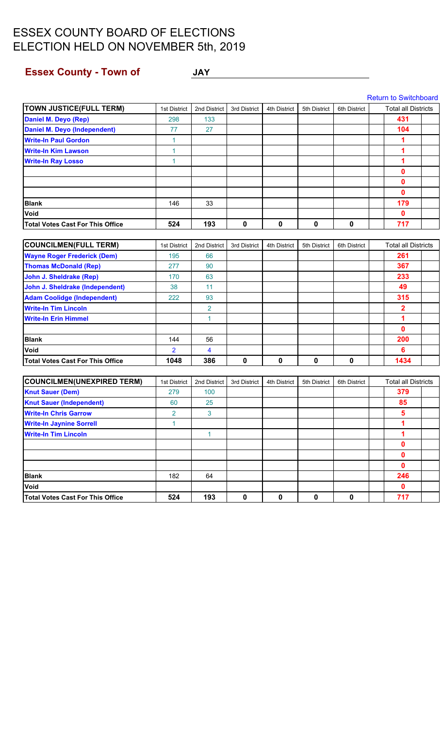# ESSEX COUNTY BOARD OF ELECTIONS
# ELECTION HELD ON NOVEMBER 5th, 2019

## Essex County - Town of JAY

Return to Switchboard

| TOWN JUSTICE(FULL TERM) | 1st District | 2nd District | 3rd District | 4th District | 5th District | 6th District | Total all Districts |
|---|---|---|---|---|---|---|---|
| Daniel M. Deyo (Rep) | 298 | 133 | | | | | 431 |
| Daniel M. Deyo (Independent) | 77 | 27 | | | | | 104 |
| Write-In Paul Gordon | 1 | | | | | | 1 |
| Write-In Kim Lawson | 1 | | | | | | 1 |
| Write-In Ray Losso | 1 | | | | | | 1 |
| | | | | | | | 0 |
| | | | | | | | 0 |
| | | | | | | | 0 |
| Blank | 146 | 33 | | | | | 179 |
| Void | | | | | | | 0 |
| Total Votes Cast For This Office | 524 | 193 | 0 | 0 | 0 | 0 | 717 |

| COUNCILMEN(FULL TERM) | 1st District | 2nd District | 3rd District | 4th District | 5th District | 6th District | Total all Districts |
|---|---|---|---|---|---|---|---|
| Wayne Roger Frederick (Dem) | 195 | 66 | | | | | 261 |
| Thomas McDonald (Rep) | 277 | 90 | | | | | 367 |
| John J. Sheldrake (Rep) | 170 | 63 | | | | | 233 |
| John J. Sheldrake (Independent) | 38 | 11 | | | | | 49 |
| Adam Coolidge (Independent) | 222 | 93 | | | | | 315 |
| Write-In Tim Lincoln | | 2 | | | | | 2 |
| Write-In Erin Himmel | | 1 | | | | | 1 |
| | | | | | | | 0 |
| Blank | 144 | 56 | | | | | 200 |
| Void | 2 | 4 | | | | | 6 |
| Total Votes Cast For This Office | 1048 | 386 | 0 | 0 | 0 | 0 | 1434 |

| COUNCILMEN(UNEXPIRED TERM) | 1st District | 2nd District | 3rd District | 4th District | 5th District | 6th District | Total all Districts |
|---|---|---|---|---|---|---|---|
| Knut Sauer (Dem) | 279 | 100 | | | | | 379 |
| Knut Sauer (Independent) | 60 | 25 | | | | | 85 |
| Write-In Chris Garrow | 2 | 3 | | | | | 5 |
| Write-In Jaynine Sorrell | 1 | | | | | | 1 |
| Write-In Tim Lincoln | | 1 | | | | | 1 |
| | | | | | | | 0 |
| | | | | | | | 0 |
| | | | | | | | 0 |
| Blank | 182 | 64 | | | | | 246 |
| Void | | | | | | | 0 |
| Total Votes Cast For This Office | 524 | 193 | 0 | 0 | 0 | 0 | 717 |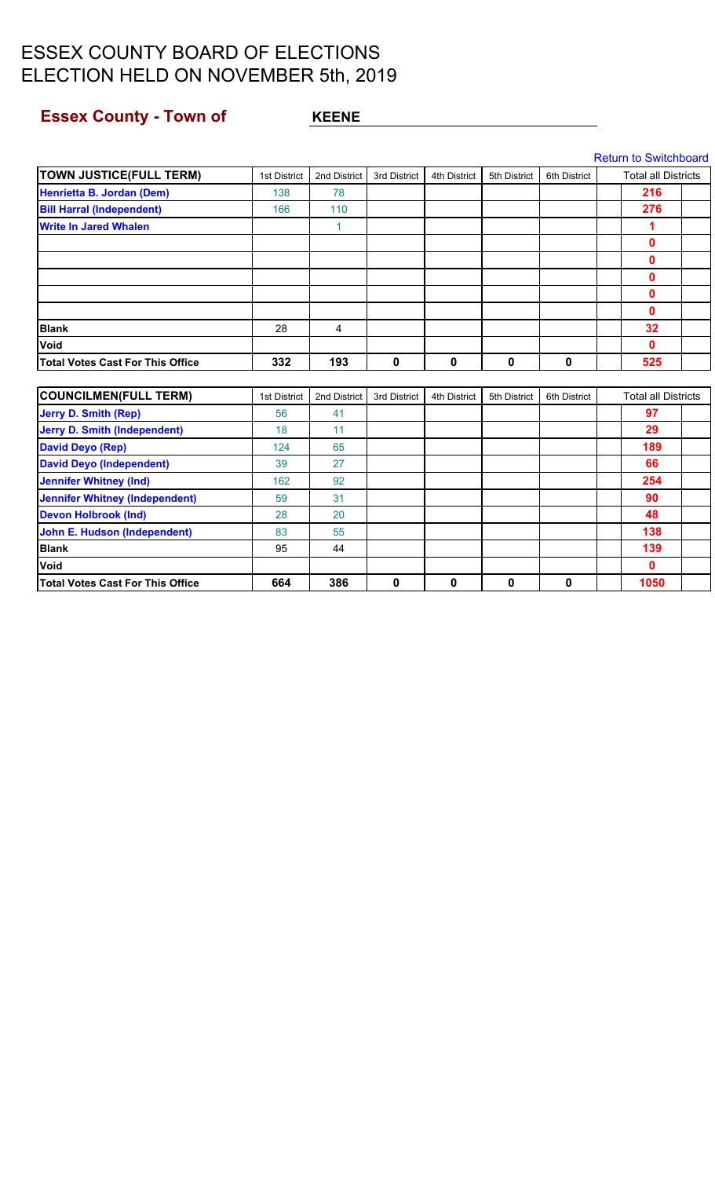# ESSEX COUNTY BOARD OF ELECTIONS
# ELECTION HELD ON NOVEMBER 5th, 2019

## Essex County - Town of KEENE

Return to Switchboard

| TOWN JUSTICE(FULL TERM) | 1st District | 2nd District | 3rd District | 4th District | 5th District | 6th District | Total all Districts |
|---|---|---|---|---|---|---|---|
| Henrietta B. Jordan (Dem) | 138 | 78 | | | | | 216 |
| Bill Harral (Independent) | 166 | 110 | | | | | 276 |
| Write In Jared Whalen | | 1 | | | | | 1 |
| | | | | | | | 0 |
| | | | | | | | 0 |
| | | | | | | | 0 |
| | | | | | | | 0 |
| | | | | | | | 0 |
| Blank | 28 | 4 | | | | | 32 |
| Void | | | | | | | 0 |
| Total Votes Cast For This Office | 332 | 193 | 0 | 0 | 0 | 0 | 525 |

| COUNCILMEN(FULL TERM) | 1st District | 2nd District | 3rd District | 4th District | 5th District | 6th District | Total all Districts |
|---|---|---|---|---|---|---|---|
| Jerry D. Smith (Rep) | 56 | 41 | | | | | 97 |
| Jerry D. Smith (Independent) | 18 | 11 | | | | | 29 |
| David Deyo (Rep) | 124 | 65 | | | | | 189 |
| David Deyo (Independent) | 39 | 27 | | | | | 66 |
| Jennifer Whitney (Ind) | 162 | 92 | | | | | 254 |
| Jennifer Whitney (Independent) | 59 | 31 | | | | | 90 |
| Devon Holbrook (Ind) | 28 | 20 | | | | | 48 |
| John E. Hudson (Independent) | 83 | 55 | | | | | 138 |
| Blank | 95 | 44 | | | | | 139 |
| Void | | | | | | | 0 |
| Total Votes Cast For This Office | 664 | 386 | 0 | 0 | 0 | 0 | 1050 |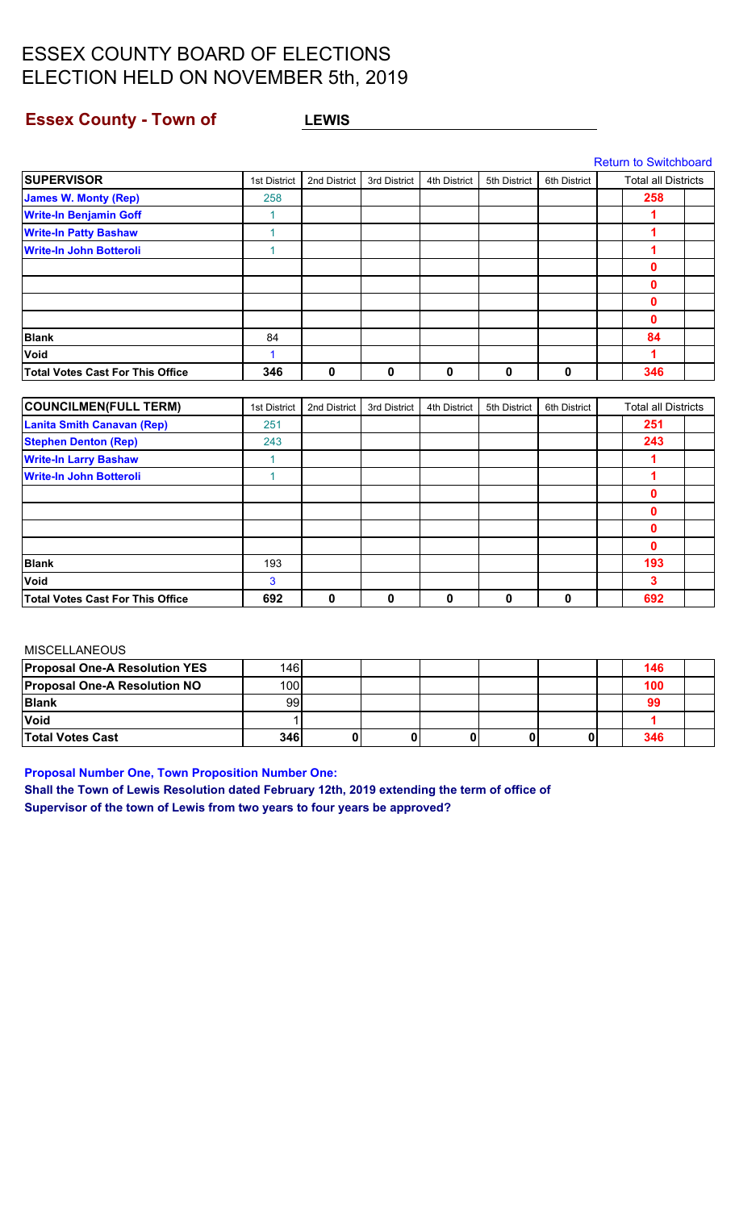# ESSEX COUNTY BOARD OF ELECTIONS
# ELECTION HELD ON NOVEMBER 5th, 2019

## Essex County - Town of LEWIS

Return to Switchboard

| SUPERVISOR | 1st District | 2nd District | 3rd District | 4th District | 5th District | 6th District | | Total all Districts | |
|---|---|---|---|---|---|---|---|---|---|
| James W. Monty (Rep) | 258 | | | | | | | 258 | |
| Write-In Benjamin Goff | 1 | | | | | | | 1 | |
| Write-In Patty Bashaw | 1 | | | | | | | 1 | |
| Write-In John Botteroli | 1 | | | | | | | 1 | |
| | | | | | | | | 0 | |
| | | | | | | | | 0 | |
| | | | | | | | | 0 | |
| | | | | | | | | 0 | |
| Blank | 84 | | | | | | | 84 | |
| Void | 1 | | | | | | | 1 | |
| Total Votes Cast For This Office | 346 | 0 | 0 | 0 | 0 | 0 | | 346 | |

| COUNCILMEN(FULL TERM) | 1st District | 2nd District | 3rd District | 4th District | 5th District | 6th District | | Total all Districts | |
|---|---|---|---|---|---|---|---|---|---|
| Lanita Smith Canavan (Rep) | 251 | | | | | | | 251 | |
| Stephen Denton (Rep) | 243 | | | | | | | 243 | |
| Write-In Larry Bashaw | 1 | | | | | | | 1 | |
| Write-In John Botteroli | 1 | | | | | | | 1 | |
| | | | | | | | | 0 | |
| | | | | | | | | 0 | |
| | | | | | | | | 0 | |
| | | | | | | | | 0 | |
| Blank | 193 | | | | | | | 193 | |
| Void | 3 | | | | | | | 3 | |
| Total Votes Cast For This Office | 692 | 0 | 0 | 0 | 0 | 0 | | 692 | |

MISCELLANEOUS

| | | | | | | | | | |
|---|---|---|---|---|---|---|---|---|---|
| Proposal One-A Resolution YES | 146 | | | | | | | 146 | |
| Proposal One-A Resolution NO | 100 | | | | | | | 100 | |
| Blank | 99 | | | | | | | 99 | |
| Void | 1 | | | | | | | 1 | |
| Total Votes Cast | 346 | 0 | 0 | 0 | 0 | 0 | | 346 | |

**Proposal Number One, Town Proposition Number One:**

**Shall the Town of Lewis Resolution dated February 12th, 2019 extending the term of office of Supervisor of the town of Lewis from two years to four years be approved?**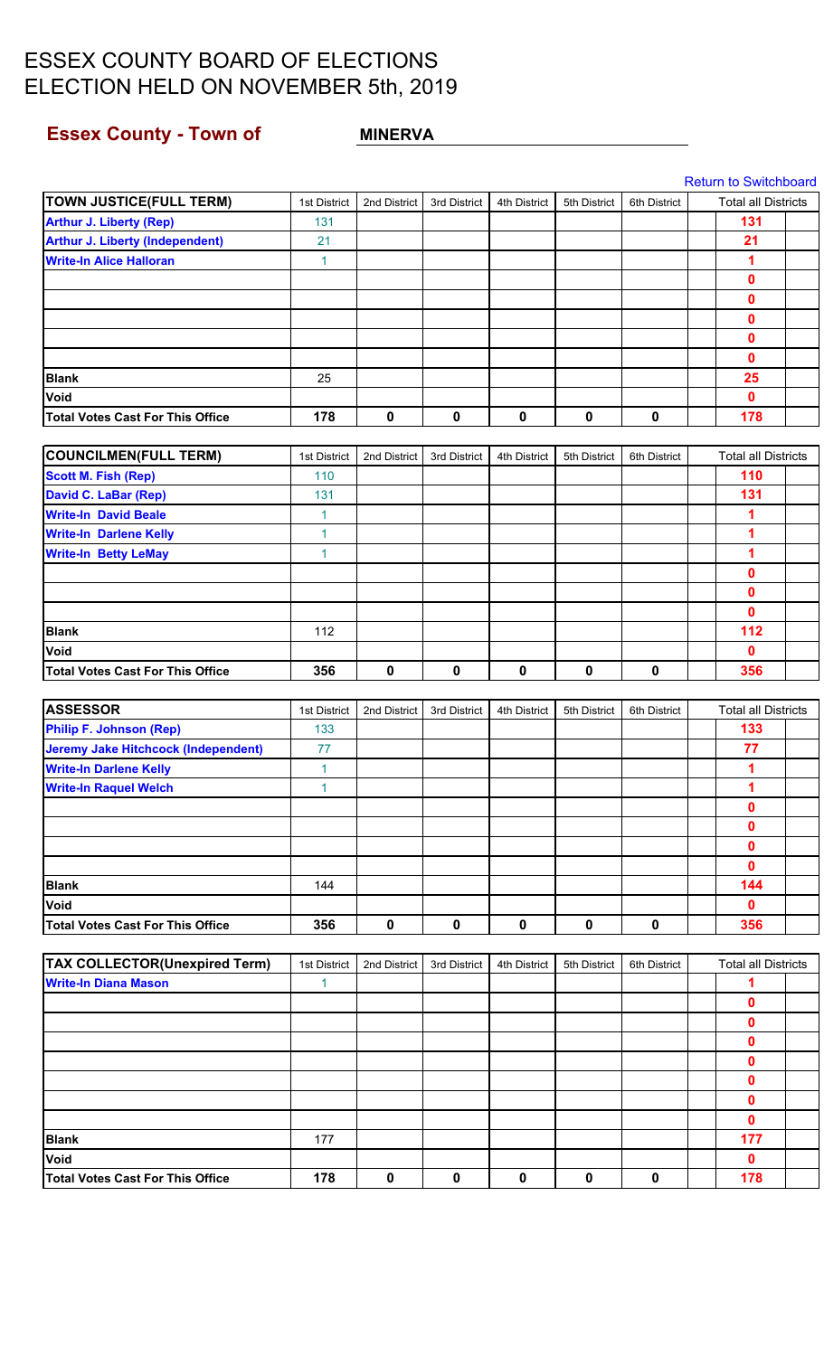# ESSEX COUNTY BOARD OF ELECTIONS
# ELECTION HELD ON NOVEMBER 5th, 2019

## Essex County - Town of MINERVA

Return to Switchboard

| TOWN JUSTICE(FULL TERM) | 1st District | 2nd District | 3rd District | 4th District | 5th District | 6th District | Total all Districts |
|---|---|---|---|---|---|---|---|
| Arthur J. Liberty (Rep) | 131 | | | | | | 131 |
| Arthur J. Liberty (Independent) | 21 | | | | | | 21 |
| Write-In Alice Halloran | 1 | | | | | | 1 |
| | | | | | | | 0 |
| | | | | | | | 0 |
| | | | | | | | 0 |
| | | | | | | | 0 |
| | | | | | | | 0 |
| Blank | 25 | | | | | | 25 |
| Void | | | | | | | 0 |
| Total Votes Cast For This Office | 178 | 0 | 0 | 0 | 0 | 0 | 178 |

| COUNCILMEN(FULL TERM) | 1st District | 2nd District | 3rd District | 4th District | 5th District | 6th District | Total all Districts |
|---|---|---|---|---|---|---|---|
| Scott M. Fish (Rep) | 110 | | | | | | 110 |
| David C. LaBar (Rep) | 131 | | | | | | 131 |
| Write-In David Beale | 1 | | | | | | 1 |
| Write-In Darlene Kelly | 1 | | | | | | 1 |
| Write-In Betty LeMay | 1 | | | | | | 1 |
| | | | | | | | 0 |
| | | | | | | | 0 |
| | | | | | | | 0 |
| Blank | 112 | | | | | | 112 |
| Void | | | | | | | 0 |
| Total Votes Cast For This Office | 356 | 0 | 0 | 0 | 0 | 0 | 356 |

| ASSESSOR | 1st District | 2nd District | 3rd District | 4th District | 5th District | 6th District | Total all Districts |
|---|---|---|---|---|---|---|---|
| Philip F. Johnson (Rep) | 133 | | | | | | 133 |
| Jeremy Jake Hitchcock (Independent) | 77 | | | | | | 77 |
| Write-In Darlene Kelly | 1 | | | | | | 1 |
| Write-In Raquel Welch | 1 | | | | | | 1 |
| | | | | | | | 0 |
| | | | | | | | 0 |
| | | | | | | | 0 |
| | | | | | | | 0 |
| Blank | 144 | | | | | | 144 |
| Void | | | | | | | 0 |
| Total Votes Cast For This Office | 356 | 0 | 0 | 0 | 0 | 0 | 356 |

| TAX COLLECTOR(Unexpired Term) | 1st District | 2nd District | 3rd District | 4th District | 5th District | 6th District | Total all Districts |
|---|---|---|---|---|---|---|---|
| Write-In Diana Mason | 1 | | | | | | 1 |
| | | | | | | | 0 |
| | | | | | | | 0 |
| | | | | | | | 0 |
| | | | | | | | 0 |
| | | | | | | | 0 |
| | | | | | | | 0 |
| | | | | | | | 0 |
| Blank | 177 | | | | | | 177 |
| Void | | | | | | | 0 |
| Total Votes Cast For This Office | 178 | 0 | 0 | 0 | 0 | 0 | 178 |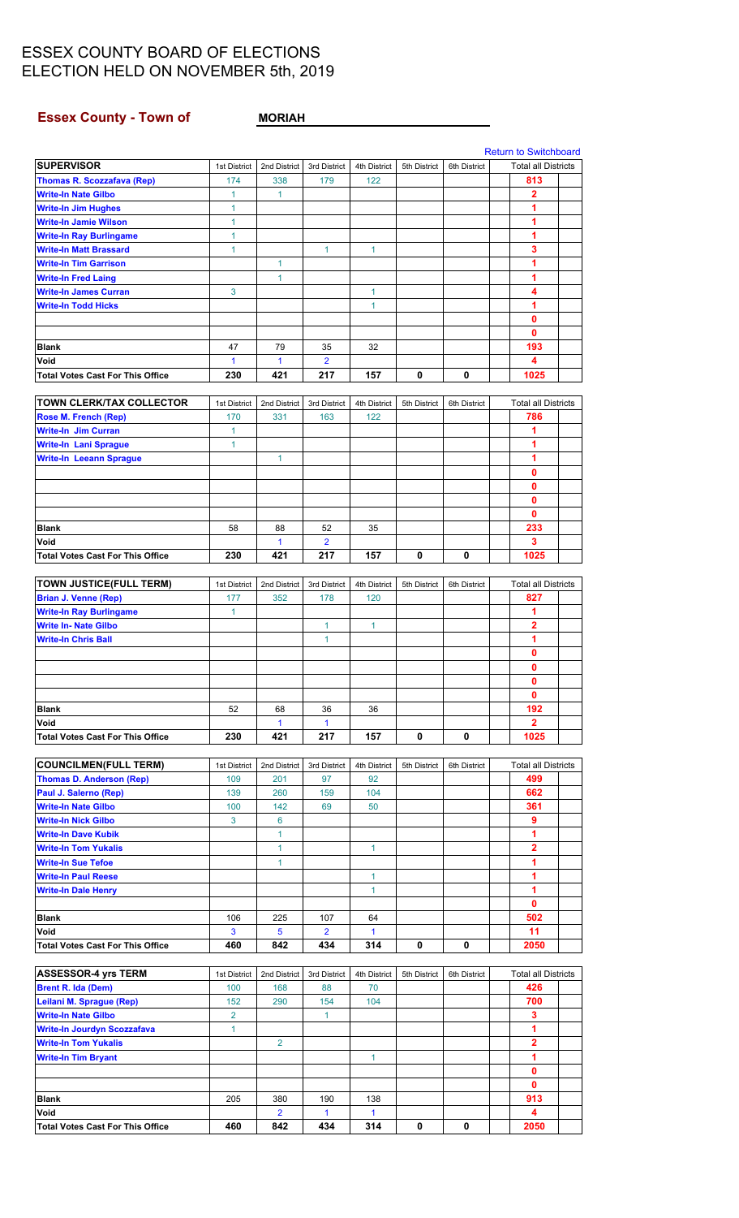# ESSEX COUNTY BOARD OF ELECTIONS
# ELECTION HELD ON NOVEMBER 5th, 2019

## Essex County - Town of MORIAH

Return to Switchboard

| SUPERVISOR | 1st District | 2nd District | 3rd District | 4th District | 5th District | 6th District | Total all Districts |
|---|---|---|---|---|---|---|---|
| Thomas R. Scozzafava (Rep) | 174 | 338 | 179 | 122 | | | 813 |
| Write-In Nate Gilbo | 1 | 1 | | | | | 2 |
| Write-In Jim Hughes | 1 | | | | | | 1 |
| Write-In Jamie Wilson | 1 | | | | | | 1 |
| Write-In Ray Burlingame | 1 | | | | | | 1 |
| Write-In Matt Brassard | 1 | | 1 | 1 | | | 3 |
| Write-In Tim Garrison | | 1 | | | | | 1 |
| Write-In Fred Laing | | 1 | | | | | 1 |
| Write-In James Curran | 3 | | | 1 | | | 4 |
| Write-In Todd Hicks | | | | 1 | | | 1 |
| | | | | | | | 0 |
| | | | | | | | 0 |
| Blank | 47 | 79 | 35 | 32 | | | 193 |
| Void | 1 | 1 | 2 | | | | 4 |
| Total Votes Cast For This Office | 230 | 421 | 217 | 157 | 0 | 0 | 1025 |

| TOWN CLERK/TAX COLLECTOR | 1st District | 2nd District | 3rd District | 4th District | 5th District | 6th District | Total all Districts |
|---|---|---|---|---|---|---|---|
| Rose M. French (Rep) | 170 | 331 | 163 | 122 | | | 786 |
| Write-In Jim Curran | 1 | | | | | | 1 |
| Write-In Lani Sprague | 1 | | | | | | 1 |
| Write-In Leeann Sprague | | 1 | | | | | 1 |
| | | | | | | | 0 |
| | | | | | | | 0 |
| | | | | | | | 0 |
| | | | | | | | 0 |
| Blank | 58 | 88 | 52 | 35 | | | 233 |
| Void | | 1 | 2 | | | | 3 |
| Total Votes Cast For This Office | 230 | 421 | 217 | 157 | 0 | 0 | 1025 |

| TOWN JUSTICE(FULL TERM) | 1st District | 2nd District | 3rd District | 4th District | 5th District | 6th District | Total all Districts |
|---|---|---|---|---|---|---|---|
| Brian J. Venne (Rep) | 177 | 352 | 178 | 120 | | | 827 |
| Write-In Ray Burlingame | 1 | | | | | | 1 |
| Write In- Nate Gilbo | | | 1 | 1 | | | 2 |
| Write-In Chris Ball | | | 1 | | | | 1 |
| | | | | | | | 0 |
| | | | | | | | 0 |
| | | | | | | | 0 |
| | | | | | | | 0 |
| Blank | 52 | 68 | 36 | 36 | | | 192 |
| Void | | 1 | 1 | | | | 2 |
| Total Votes Cast For This Office | 230 | 421 | 217 | 157 | 0 | 0 | 1025 |

| COUNCILMEN(FULL TERM) | 1st District | 2nd District | 3rd District | 4th District | 5th District | 6th District | Total all Districts |
|---|---|---|---|---|---|---|---|
| Thomas D. Anderson (Rep) | 109 | 201 | 97 | 92 | | | 499 |
| Paul J. Salerno (Rep) | 139 | 260 | 159 | 104 | | | 662 |
| Write-In Nate Gilbo | 100 | 142 | 69 | 50 | | | 361 |
| Write-In Nick Gilbo | 3 | 6 | | | | | 9 |
| Write-In Dave Kubik | | 1 | | | | | 1 |
| Write-In Tom Yukalis | | 1 | | 1 | | | 2 |
| Write-In Sue Tefoe | | 1 | | | | | 1 |
| Write-In Paul Reese | | | | 1 | | | 1 |
| Write-In Dale Henry | | | | 1 | | | 1 |
| | | | | | | | 0 |
| Blank | 106 | 225 | 107 | 64 | | | 502 |
| Void | 3 | 5 | 2 | 1 | | | 11 |
| Total Votes Cast For This Office | 460 | 842 | 434 | 314 | 0 | 0 | 2050 |

| ASSESSOR-4 yrs TERM | 1st District | 2nd District | 3rd District | 4th District | 5th District | 6th District | Total all Districts |
|---|---|---|---|---|---|---|---|
| Brent R. Ida (Dem) | 100 | 168 | 88 | 70 | | | 426 |
| Leilani M. Sprague (Rep) | 152 | 290 | 154 | 104 | | | 700 |
| Write-In Nate Gilbo | 2 | | 1 | | | | 3 |
| Write-In Jourdyn Scozzafava | 1 | | | | | | 1 |
| Write-In Tom Yukalis | | 2 | | | | | 2 |
| Write-In Tim Bryant | | | | 1 | | | 1 |
| | | | | | | | 0 |
| | | | | | | | 0 |
| Blank | 205 | 380 | 190 | 138 | | | 913 |
| Void | | 2 | 1 | 1 | | | 4 |
| Total Votes Cast For This Office | 460 | 842 | 434 | 314 | 0 | 0 | 2050 |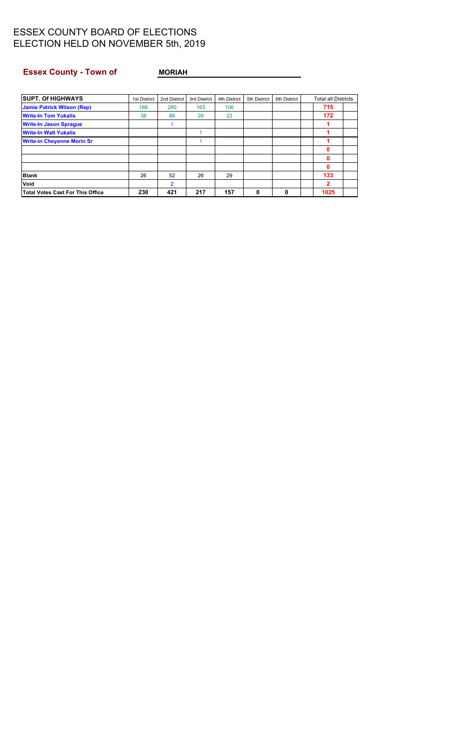# ESSEX COUNTY BOARD OF ELECTIONS
# ELECTION HELD ON NOVEMBER 5th, 2019

**Essex County - Town of** **MORIAH**

| SUPT. Of HIGHWAYS | 1st District | 2nd District | 3rd District | 4th District | 5th District | 6th District | Total all Districts |
|---|---|---|---|---|---|---|---|
| **Jamie Patrick Wilson (Rep)** | 166 | 280 | 163 | 106 | | | **715** |
| **Write-In Tom Yukalis** | 38 | 86 | 26 | 22 | | | **172** |
| **Write-In Jason Sprague** | | 1 | | | | | **1** |
| **Write-In Walt Yukalis** | | | 1 | | | | **1** |
| **Write-in Cheyenne Morin Sr** | | | 1 | | | | **1** |
| | | | | | | | **0** |
| | | | | | | | **0** |
| | | | | | | | **0** |
| **Blank** | 26 | 52 | 26 | 29 | | | **133** |
| **Void** | | 2 | | | | | **2** |
| **Total Votes Cast For This Office** | **230** | **421** | **217** | **157** | **0** | **0** | **1025** |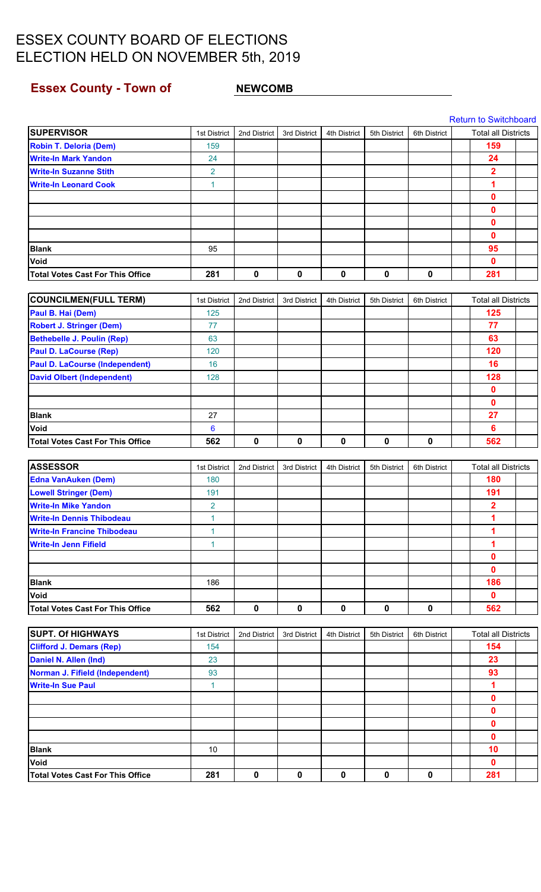# ESSEX COUNTY BOARD OF ELECTIONS
# ELECTION HELD ON NOVEMBER 5th, 2019

## Essex County - Town of NEWCOMB

Return to Switchboard

| SUPERVISOR | 1st District | 2nd District | 3rd District | 4th District | 5th District | 6th District | Total all Districts |
|---|---|---|---|---|---|---|---|
| Robin T. Deloria (Dem) | 159 | | | | | | 159 |
| Write-In Mark Yandon | 24 | | | | | | 24 |
| Write-In Suzanne Stith | 2 | | | | | | 2 |
| Write-In Leonard Cook | 1 | | | | | | 1 |
| | | | | | | | 0 |
| | | | | | | | 0 |
| | | | | | | | 0 |
| | | | | | | | 0 |
| Blank | 95 | | | | | | 95 |
| Void | | | | | | | 0 |
| Total Votes Cast For This Office | 281 | 0 | 0 | 0 | 0 | 0 | 281 |

| COUNCILMEN(FULL TERM) | 1st District | 2nd District | 3rd District | 4th District | 5th District | 6th District | Total all Districts |
|---|---|---|---|---|---|---|---|
| Paul B. Hai (Dem) | 125 | | | | | | 125 |
| Robert J. Stringer (Dem) | 77 | | | | | | 77 |
| Bethebelle J. Poulin (Rep) | 63 | | | | | | 63 |
| Paul D. LaCourse (Rep) | 120 | | | | | | 120 |
| Paul D. LaCourse (Independent) | 16 | | | | | | 16 |
| David Olbert (Independent) | 128 | | | | | | 128 |
| | | | | | | | 0 |
| | | | | | | | 0 |
| Blank | 27 | | | | | | 27 |
| Void | 6 | | | | | | 6 |
| Total Votes Cast For This Office | 562 | 0 | 0 | 0 | 0 | 0 | 562 |

| ASSESSOR | 1st District | 2nd District | 3rd District | 4th District | 5th District | 6th District | Total all Districts |
|---|---|---|---|---|---|---|---|
| Edna VanAuken (Dem) | 180 | | | | | | 180 |
| Lowell Stringer (Dem) | 191 | | | | | | 191 |
| Write-In Mike Yandon | 2 | | | | | | 2 |
| Write-In Dennis Thibodeau | 1 | | | | | | 1 |
| Write-In Francine Thibodeau | 1 | | | | | | 1 |
| Write-In Jenn Fifield | 1 | | | | | | 1 |
| | | | | | | | 0 |
| | | | | | | | 0 |
| Blank | 186 | | | | | | 186 |
| Void | | | | | | | 0 |
| Total Votes Cast For This Office | 562 | 0 | 0 | 0 | 0 | 0 | 562 |

| SUPT. Of HIGHWAYS | 1st District | 2nd District | 3rd District | 4th District | 5th District | 6th District | Total all Districts |
|---|---|---|---|---|---|---|---|
| Clifford J. Demars (Rep) | 154 | | | | | | 154 |
| Daniel N. Allen (Ind) | 23 | | | | | | 23 |
| Norman J. Fifield (Independent) | 93 | | | | | | 93 |
| Write-In Sue Paul | 1 | | | | | | 1 |
| | | | | | | | 0 |
| | | | | | | | 0 |
| | | | | | | | 0 |
| | | | | | | | 0 |
| Blank | 10 | | | | | | 10 |
| Void | | | | | | | 0 |
| Total Votes Cast For This Office | 281 | 0 | 0 | 0 | 0 | 0 | 281 |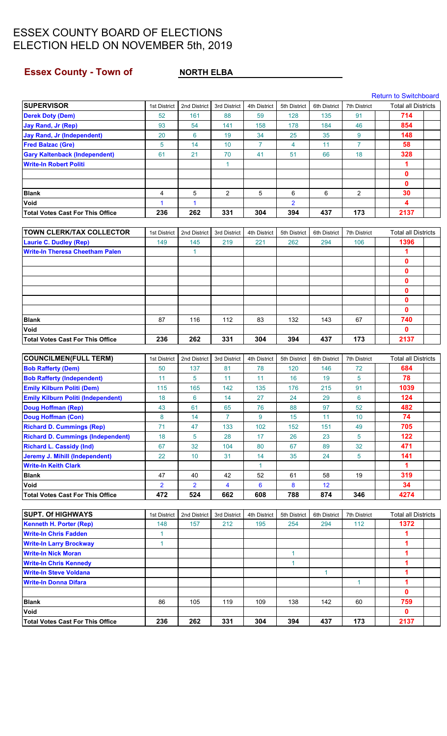# ESSEX COUNTY BOARD OF ELECTIONS
# ELECTION HELD ON NOVEMBER 5th, 2019

## Essex County - Town of NORTH ELBA

Return to Switchboard

| SUPERVISOR | 1st District | 2nd District | 3rd District | 4th District | 5th District | 6th District | 7th District | Total all Districts |
|---|---|---|---|---|---|---|---|---|
| Derek Doty (Dem) | 52 | 161 | 88 | 59 | 128 | 135 | 91 | 714 |
| Jay Rand, Jr (Rep) | 93 | 54 | 141 | 158 | 178 | 184 | 46 | 854 |
| Jay Rand, Jr (Independent) | 20 | 6 | 19 | 34 | 25 | 35 | 9 | 148 |
| Fred Balzac (Gre) | 5 | 14 | 10 | 7 | 4 | 11 | 7 | 58 |
| Gary Kaltenback (Independent) | 61 | 21 | 70 | 41 | 51 | 66 | 18 | 328 |
| Write-In Robert Politi | | | 1 | | | | | 1 |
| | | | | | | | | 0 |
| | | | | | | | | 0 |
| Blank | 4 | 5 | 2 | 5 | 6 | 6 | 2 | 30 |
| Void | 1 | 1 | | | 2 | | | 4 |
| Total Votes Cast For This Office | 236 | 262 | 331 | 304 | 394 | 437 | 173 | 2137 |

| TOWN CLERK/TAX COLLECTOR | 1st District | 2nd District | 3rd District | 4th District | 5th District | 6th District | 7th District | Total all Districts |
|---|---|---|---|---|---|---|---|---|
| Laurie C. Dudley (Rep) | 149 | 145 | 219 | 221 | 262 | 294 | 106 | 1396 |
| Write-In Theresa Cheetham Palen | | 1 | | | | | | 1 |
| | | | | | | | | 0 |
| | | | | | | | | 0 |
| | | | | | | | | 0 |
| | | | | | | | | 0 |
| | | | | | | | | 0 |
| | | | | | | | | 0 |
| Blank | 87 | 116 | 112 | 83 | 132 | 143 | 67 | 740 |
| Void | | | | | | | | 0 |
| Total Votes Cast For This Office | 236 | 262 | 331 | 304 | 394 | 437 | 173 | 2137 |

| COUNCILMEN(FULL TERM) | 1st District | 2nd District | 3rd District | 4th District | 5th District | 6th District | 7th District | Total all Districts |
|---|---|---|---|---|---|---|---|---|
| Bob Rafferty (Dem) | 50 | 137 | 81 | 78 | 120 | 146 | 72 | 684 |
| Bob Rafferty (Independent) | 11 | 5 | 11 | 11 | 16 | 19 | 5 | 78 |
| Emily Kilburn Politi (Dem) | 115 | 165 | 142 | 135 | 176 | 215 | 91 | 1039 |
| Emily Kilburn Politi (Independent) | 18 | 6 | 14 | 27 | 24 | 29 | 6 | 124 |
| Doug Hoffman (Rep) | 43 | 61 | 65 | 76 | 88 | 97 | 52 | 482 |
| Doug Hoffman (Con) | 8 | 14 | 7 | 9 | 15 | 11 | 10 | 74 |
| Richard D. Cummings (Rep) | 71 | 47 | 133 | 102 | 152 | 151 | 49 | 705 |
| Richard D. Cummings (Independent) | 18 | 5 | 28 | 17 | 26 | 23 | 5 | 122 |
| Richard L. Cassidy (Ind) | 67 | 32 | 104 | 80 | 67 | 89 | 32 | 471 |
| Jeremy J. Mihill (Independent) | 22 | 10 | 31 | 14 | 35 | 24 | 5 | 141 |
| Write-In Keith Clark | | | | 1 | | | | 1 |
| Blank | 47 | 40 | 42 | 52 | 61 | 58 | 19 | 319 |
| Void | 2 | 2 | 4 | 6 | 8 | 12 | | 34 |
| Total Votes Cast For This Office | 472 | 524 | 662 | 608 | 788 | 874 | 346 | 4274 |

| SUPT. Of HIGHWAYS | 1st District | 2nd District | 3rd District | 4th District | 5th District | 6th District | 7th District | Total all Districts |
|---|---|---|---|---|---|---|---|---|
| Kenneth H. Porter (Rep) | 148 | 157 | 212 | 195 | 254 | 294 | 112 | 1372 |
| Write-In Chris Fadden | 1 | | | | | | | 1 |
| Write-In Larry Brockway | 1 | | | | | | | 1 |
| Write-In Nick Moran | | | | | 1 | | | 1 |
| Write-In Chris Kennedy | | | | | 1 | | | 1 |
| Write-In Steve Voldana | | | | | | 1 | | 1 |
| Write-In Donna Difara | | | | | | | 1 | 1 |
| | | | | | | | | 0 |
| Blank | 86 | 105 | 119 | 109 | 138 | 142 | 60 | 759 |
| Void | | | | | | | | 0 |
| Total Votes Cast For This Office | 236 | 262 | 331 | 304 | 394 | 437 | 173 | 2137 |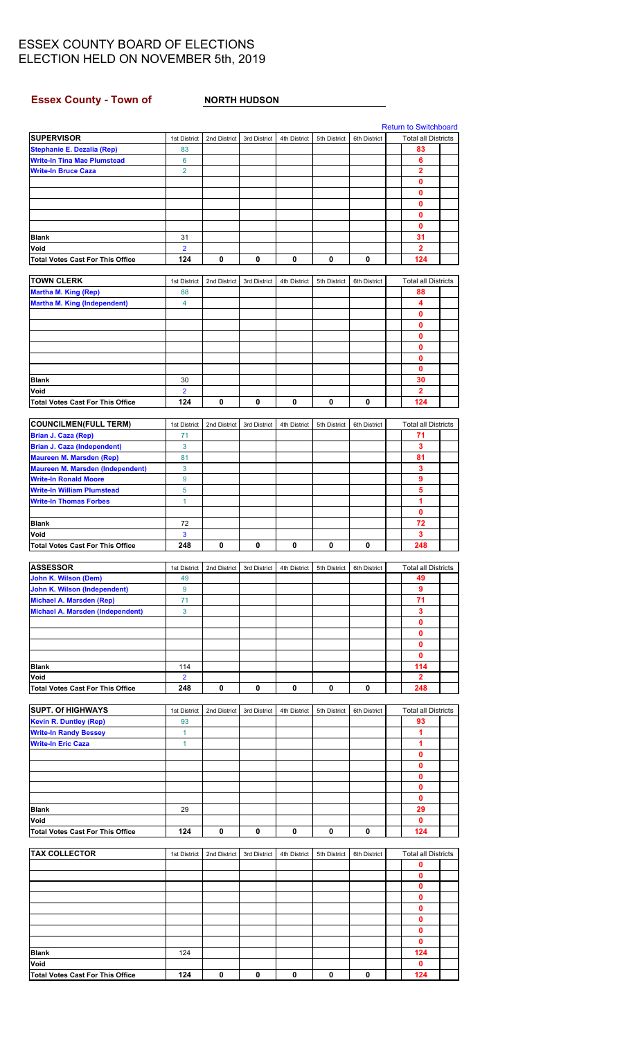# ESSEX COUNTY BOARD OF ELECTIONS
## ELECTION HELD ON NOVEMBER 5th, 2019

### Essex County - Town of NORTH HUDSON

Return to Switchboard

| SUPERVISOR | 1st District | 2nd District | 3rd District | 4th District | 5th District | 6th District | Total all Districts |
|---|---|---|---|---|---|---|---|
| Stephanie E. Dezalia (Rep) | 83 | | | | | | 83 |
| Write-In Tina Mae Plumstead | 6 | | | | | | 6 |
| Write-In Bruce Caza | 2 | | | | | | 2 |
| | | | | | | | 0 |
| | | | | | | | 0 |
| | | | | | | | 0 |
| | | | | | | | 0 |
| | | | | | | | 0 |
| Blank | 31 | | | | | | 31 |
| Void | 2 | | | | | | 2 |
| Total Votes Cast For This Office | 124 | 0 | 0 | 0 | 0 | 0 | 124 |

| TOWN CLERK | 1st District | 2nd District | 3rd District | 4th District | 5th District | 6th District | Total all Districts |
|---|---|---|---|---|---|---|---|
| Martha M. King (Rep) | 88 | | | | | | 88 |
| Martha M. King (Independent) | 4 | | | | | | 4 |
| | | | | | | | 0 |
| | | | | | | | 0 |
| | | | | | | | 0 |
| | | | | | | | 0 |
| | | | | | | | 0 |
| | | | | | | | 0 |
| Blank | 30 | | | | | | 30 |
| Void | 2 | | | | | | 2 |
| Total Votes Cast For This Office | 124 | 0 | 0 | 0 | 0 | 0 | 124 |

| COUNCILMEN(FULL TERM) | 1st District | 2nd District | 3rd District | 4th District | 5th District | 6th District | Total all Districts |
|---|---|---|---|---|---|---|---|
| Brian J. Caza (Rep) | 71 | | | | | | 71 |
| Brian J. Caza (Independent) | 3 | | | | | | 3 |
| Maureen M. Marsden (Rep) | 81 | | | | | | 81 |
| Maureen M. Marsden (Independent) | 3 | | | | | | 3 |
| Write-In Ronald Moore | 9 | | | | | | 9 |
| Write-In William Plumstead | 5 | | | | | | 5 |
| Write-In Thomas Forbes | 1 | | | | | | 1 |
| | | | | | | | 0 |
| Blank | 72 | | | | | | 72 |
| Void | 3 | | | | | | 3 |
| Total Votes Cast For This Office | 248 | 0 | 0 | 0 | 0 | 0 | 248 |

| ASSESSOR | 1st District | 2nd District | 3rd District | 4th District | 5th District | 6th District | Total all Districts |
|---|---|---|---|---|---|---|---|
| John K. Wilson (Dem) | 49 | | | | | | 49 |
| John K. Wilson (Independent) | 9 | | | | | | 9 |
| Michael A. Marsden (Rep) | 71 | | | | | | 71 |
| Michael A. Marsden (Independent) | 3 | | | | | | 3 |
| | | | | | | | 0 |
| | | | | | | | 0 |
| | | | | | | | 0 |
| | | | | | | | 0 |
| Blank | 114 | | | | | | 114 |
| Void | 2 | | | | | | 2 |
| Total Votes Cast For This Office | 248 | 0 | 0 | 0 | 0 | 0 | 248 |

| SUPT. Of HIGHWAYS | 1st District | 2nd District | 3rd District | 4th District | 5th District | 6th District | Total all Districts |
|---|---|---|---|---|---|---|---|
| Kevin R. Duntley (Rep) | 93 | | | | | | 93 |
| Write-In Randy Bessey | 1 | | | | | | 1 |
| Write-In Eric Caza | 1 | | | | | | 1 |
| | | | | | | | 0 |
| | | | | | | | 0 |
| | | | | | | | 0 |
| | | | | | | | 0 |
| | | | | | | | 0 |
| Blank | 29 | | | | | | 29 |
| Void | | | | | | | 0 |
| Total Votes Cast For This Office | 124 | 0 | 0 | 0 | 0 | 0 | 124 |

| TAX COLLECTOR | 1st District | 2nd District | 3rd District | 4th District | 5th District | 6th District | Total all Districts |
|---|---|---|---|---|---|---|---|
| | | | | | | | 0 |
| | | | | | | | 0 |
| | | | | | | | 0 |
| | | | | | | | 0 |
| | | | | | | | 0 |
| | | | | | | | 0 |
| | | | | | | | 0 |
| | | | | | | | 0 |
| Blank | 124 | | | | | | 124 |
| Void | | | | | | | 0 |
| Total Votes Cast For This Office | 124 | 0 | 0 | 0 | 0 | 0 | 124 |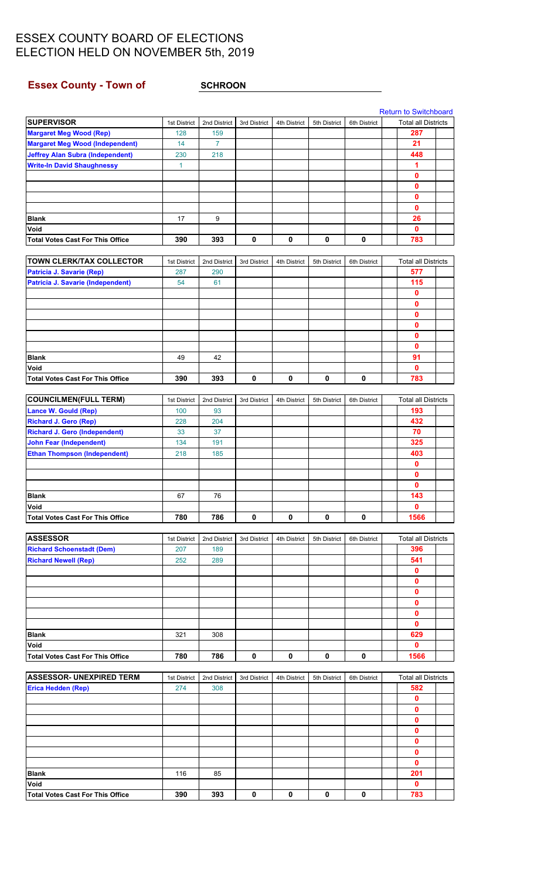# ESSEX COUNTY BOARD OF ELECTIONS
# ELECTION HELD ON NOVEMBER 5th, 2019

## Essex County - Town of SCHROON

Return to Switchboard

| SUPERVISOR | 1st District | 2nd District | 3rd District | 4th District | 5th District | 6th District | Total all Districts |
|---|---|---|---|---|---|---|---|
| Margaret Meg Wood (Rep) | 128 | 159 | | | | | 287 |
| Margaret Meg Wood (Independent) | 14 | 7 | | | | | 21 |
| Jeffrey Alan Subra (Independent) | 230 | 218 | | | | | 448 |
| Write-In David Shaughnessy | 1 | | | | | | 1 |
| | | | | | | | 0 |
| | | | | | | | 0 |
| | | | | | | | 0 |
| | | | | | | | 0 |
| Blank | 17 | 9 | | | | | 26 |
| Void | | | | | | | 0 |
| Total Votes Cast For This Office | 390 | 393 | 0 | 0 | 0 | 0 | 783 |

| TOWN CLERK/TAX COLLECTOR | 1st District | 2nd District | 3rd District | 4th District | 5th District | 6th District | Total all Districts |
|---|---|---|---|---|---|---|---|
| Patricia J. Savarie (Rep) | 287 | 290 | | | | | 577 |
| Patricia J. Savarie (Independent) | 54 | 61 | | | | | 115 |
| | | | | | | | 0 |
| | | | | | | | 0 |
| | | | | | | | 0 |
| | | | | | | | 0 |
| | | | | | | | 0 |
| | | | | | | | 0 |
| Blank | 49 | 42 | | | | | 91 |
| Void | | | | | | | 0 |
| Total Votes Cast For This Office | 390 | 393 | 0 | 0 | 0 | 0 | 783 |

| COUNCILMEN(FULL TERM) | 1st District | 2nd District | 3rd District | 4th District | 5th District | 6th District | Total all Districts |
|---|---|---|---|---|---|---|---|
| Lance W. Gould (Rep) | 100 | 93 | | | | | 193 |
| Richard J. Gero (Rep) | 228 | 204 | | | | | 432 |
| Richard J. Gero (Independent) | 33 | 37 | | | | | 70 |
| John Fear (Independent) | 134 | 191 | | | | | 325 |
| Ethan Thompson (Independent) | 218 | 185 | | | | | 403 |
| | | | | | | | 0 |
| | | | | | | | 0 |
| | | | | | | | 0 |
| Blank | 67 | 76 | | | | | 143 |
| Void | | | | | | | 0 |
| Total Votes Cast For This Office | 780 | 786 | 0 | 0 | 0 | 0 | 1566 |

| ASSESSOR | 1st District | 2nd District | 3rd District | 4th District | 5th District | 6th District | Total all Districts |
|---|---|---|---|---|---|---|---|
| Richard Schoenstadt (Dem) | 207 | 189 | | | | | 396 |
| Richard Newell (Rep) | 252 | 289 | | | | | 541 |
| | | | | | | | 0 |
| | | | | | | | 0 |
| | | | | | | | 0 |
| | | | | | | | 0 |
| | | | | | | | 0 |
| | | | | | | | 0 |
| Blank | 321 | 308 | | | | | 629 |
| Void | | | | | | | 0 |
| Total Votes Cast For This Office | 780 | 786 | 0 | 0 | 0 | 0 | 1566 |

| ASSESSOR- UNEXPIRED TERM | 1st District | 2nd District | 3rd District | 4th District | 5th District | 6th District | Total all Districts |
|---|---|---|---|---|---|---|---|
| Erica Hedden (Rep) | 274 | 308 | | | | | 582 |
| | | | | | | | 0 |
| | | | | | | | 0 |
| | | | | | | | 0 |
| | | | | | | | 0 |
| | | | | | | | 0 |
| | | | | | | | 0 |
| | | | | | | | 0 |
| Blank | 116 | 85 | | | | | 201 |
| Void | | | | | | | 0 |
| Total Votes Cast For This Office | 390 | 393 | 0 | 0 | 0 | 0 | 783 |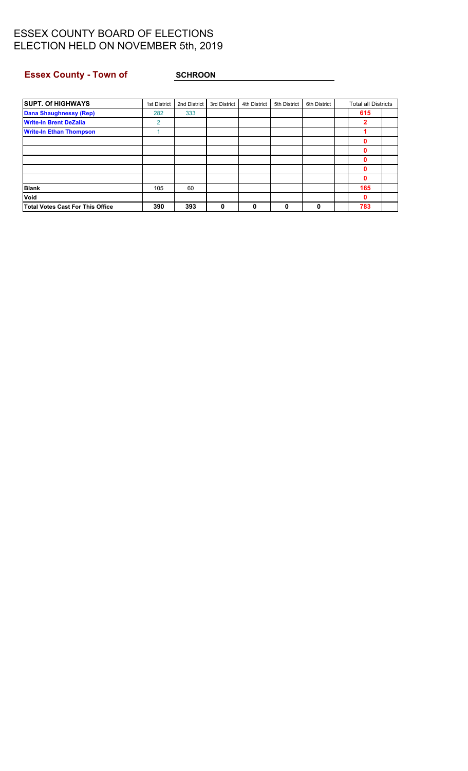# ESSEX COUNTY BOARD OF ELECTIONS
# ELECTION HELD ON NOVEMBER 5th, 2019

**Essex County - Town of** **SCHROON**

| SUPT. Of HIGHWAYS | 1st District | 2nd District | 3rd District | 4th District | 5th District | 6th District | Total all Districts |
|---|---|---|---|---|---|---|---|
| Dana Shaughnessy (Rep) | 282 | 333 | | | | | 615 |
| Write-In Brent DeZalia | 2 | | | | | | 2 |
| Write-In Ethan Thompson | 1 | | | | | | 1 |
| | | | | | | | 0 |
| | | | | | | | 0 |
| | | | | | | | 0 |
| | | | | | | | 0 |
| | | | | | | | 0 |
| Blank | 105 | 60 | | | | | 165 |
| Void | | | | | | | 0 |
| Total Votes Cast For This Office | 390 | 393 | 0 | 0 | 0 | 0 | 783 |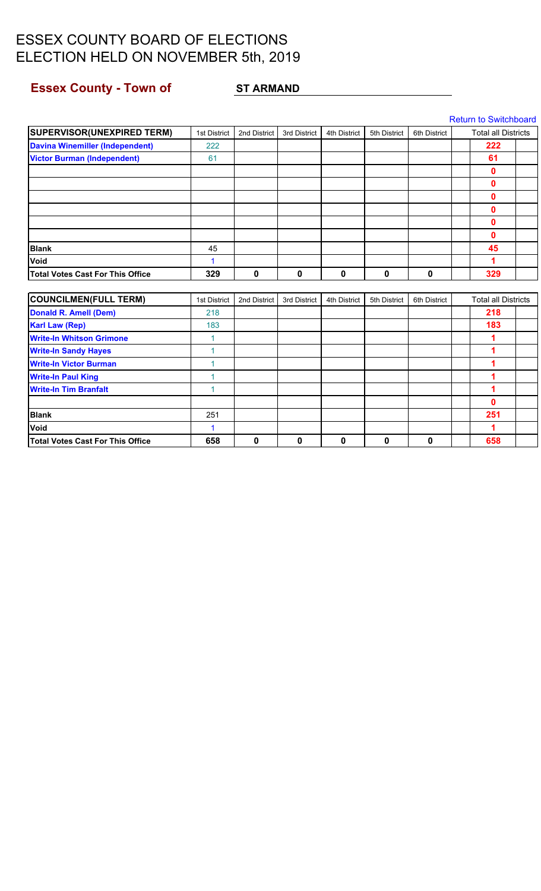# ESSEX COUNTY BOARD OF ELECTIONS
# ELECTION HELD ON NOVEMBER 5th, 2019

## Essex County - Town of ST ARMAND

Return to Switchboard

| SUPERVISOR(UNEXPIRED TERM) | 1st District | 2nd District | 3rd District | 4th District | 5th District | 6th District | Total all Districts |
|---|---|---|---|---|---|---|---|
| Davina Winemiller (Independent) | 222 | | | | | | 222 |
| Victor Burman (Independent) | 61 | | | | | | 61 |
| | | | | | | | 0 |
| | | | | | | | 0 |
| | | | | | | | 0 |
| | | | | | | | 0 |
| | | | | | | | 0 |
| | | | | | | | 0 |
| Blank | 45 | | | | | | 45 |
| Void | 1 | | | | | | 1 |
| Total Votes Cast For This Office | 329 | 0 | 0 | 0 | 0 | 0 | 329 |

| COUNCILMEN(FULL TERM) | 1st District | 2nd District | 3rd District | 4th District | 5th District | 6th District | Total all Districts |
|---|---|---|---|---|---|---|---|
| Donald R. Amell (Dem) | 218 | | | | | | 218 |
| Karl Law (Rep) | 183 | | | | | | 183 |
| Write-In Whitson Grimone | 1 | | | | | | 1 |
| Write-In Sandy Hayes | 1 | | | | | | 1 |
| Write-In Victor Burman | 1 | | | | | | 1 |
| Write-In Paul King | 1 | | | | | | 1 |
| Write-In Tim Branfalt | 1 | | | | | | 1 |
| | | | | | | | 0 |
| Blank | 251 | | | | | | 251 |
| Void | 1 | | | | | | 1 |
| Total Votes Cast For This Office | 658 | 0 | 0 | 0 | 0 | 0 | 658 |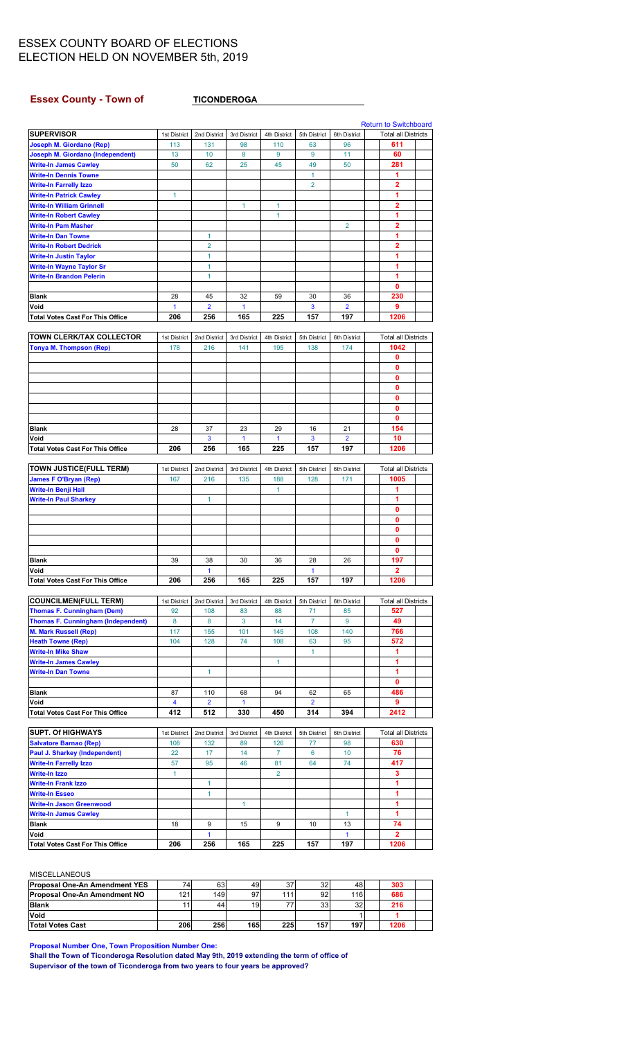# ESSEX COUNTY BOARD OF ELECTIONS
# ELECTION HELD ON NOVEMBER 5th, 2019

**Essex County - Town of** **TICONDEROGA**

Return to Switchboard

| SUPERVISOR | 1st District | 2nd District | 3rd District | 4th District | 5th District | 6th District | Total all Districts |
|---|---|---|---|---|---|---|---|
| Joseph M. Giordano (Rep) | 113 | 131 | 98 | 110 | 63 | 96 | 611 |
| Joseph M. Giordano (Independent) | 13 | 10 | 8 | 9 | 9 | 11 | 60 |
| Write-In James Cawley | 50 | 62 | 25 | 45 | 49 | 50 | 281 |
| Write-In Dennis Towne | | | | | 1 | | 1 |
| Write-In Farrelly Izzo | | | | | 2 | | 2 |
| Write-In Patrick Cawley | 1 | | | | | | 1 |
| Write-In William Grinnell | | | 1 | 1 | | | 2 |
| Write-In Robert Cawley | | | | 1 | | | 1 |
| Write-In Pam Masher | | | | | | 2 | 2 |
| Write-In Dan Towne | | 1 | | | | | 1 |
| Write-In Robert Dedrick | | 2 | | | | | 2 |
| Write-In Justin Taylor | | 1 | | | | | 1 |
| Write-In Wayne Taylor Sr | | 1 | | | | | 1 |
| Write-In Brandon Pelerin | | 1 | | | | | 1 |
| | | | | | | | 0 |
| Blank | 28 | 45 | 32 | 59 | 30 | 36 | 230 |
| Void | 1 | 2 | 1 | | 3 | 2 | 9 |
| Total Votes Cast For This Office | 206 | 256 | 165 | 225 | 157 | 197 | 1206 |

| TOWN CLERK/TAX COLLECTOR | 1st District | 2nd District | 3rd District | 4th District | 5th District | 6th District | Total all Districts |
|---|---|---|---|---|---|---|---|
| Tonya M. Thompson (Rep) | 178 | 216 | 141 | 195 | 138 | 174 | 1042 |
| | | | | | | | 0 |
| | | | | | | | 0 |
| | | | | | | | 0 |
| | | | | | | | 0 |
| | | | | | | | 0 |
| | | | | | | | 0 |
| | | | | | | | 0 |
| Blank | 28 | 37 | 23 | 29 | 16 | 21 | 154 |
| Void | | 3 | 1 | 1 | 3 | 2 | 10 |
| Total Votes Cast For This Office | 206 | 256 | 165 | 225 | 157 | 197 | 1206 |

| TOWN JUSTICE(FULL TERM) | 1st District | 2nd District | 3rd District | 4th District | 5th District | 6th District | Total all Districts |
|---|---|---|---|---|---|---|---|
| James F O'Bryan (Rep) | 167 | 216 | 135 | 188 | 128 | 171 | 1005 |
| Write-In Benji Hall | | | | 1 | | | 1 |
| Write-In Paul Sharkey | | 1 | | | | | 1 |
| | | | | | | | 0 |
| | | | | | | | 0 |
| | | | | | | | 0 |
| | | | | | | | 0 |
| | | | | | | | 0 |
| Blank | 39 | 38 | 30 | 36 | 28 | 26 | 197 |
| Void | | 1 | | | 1 | | 2 |
| Total Votes Cast For This Office | 206 | 256 | 165 | 225 | 157 | 197 | 1206 |

| COUNCILMEN(FULL TERM) | 1st District | 2nd District | 3rd District | 4th District | 5th District | 6th District | Total all Districts |
|---|---|---|---|---|---|---|---|
| Thomas F. Cunningham (Dem) | 92 | 108 | 83 | 88 | 71 | 85 | 527 |
| Thomas F. Cunningham (Independent) | 8 | 8 | 3 | 14 | 7 | 9 | 49 |
| M. Mark Russell (Rep) | 117 | 155 | 101 | 145 | 108 | 140 | 766 |
| Heath Towne (Rep) | 104 | 128 | 74 | 108 | 63 | 95 | 572 |
| Write-In Mike Shaw | | | | | 1 | | 1 |
| Write-In James Cawley | | | | 1 | | | 1 |
| Write-In Dan Towne | | 1 | | | | | 1 |
| | | | | | | | 0 |
| Blank | 87 | 110 | 68 | 94 | 62 | 65 | 486 |
| Void | 4 | 2 | 1 | | 2 | | 9 |
| Total Votes Cast For This Office | 412 | 512 | 330 | 450 | 314 | 394 | 2412 |

| SUPT. Of HIGHWAYS | 1st District | 2nd District | 3rd District | 4th District | 5th District | 6th District | Total all Districts |
|---|---|---|---|---|---|---|---|
| Salvatore Barnao (Rep) | 108 | 132 | 89 | 126 | 77 | 98 | 630 |
| Paul J. Sharkey (Independent) | 22 | 17 | 14 | 7 | 6 | 10 | 76 |
| Write-In Farrelly Izzo | 57 | 95 | 46 | 81 | 64 | 74 | 417 |
| Write-In Izzo | 1 | | | 2 | | | 3 |
| Write-In Frank Izzo | | 1 | | | | | 1 |
| Write-In Esseo | | 1 | | | | | 1 |
| Write-In Jason Greenwood | | | 1 | | | | 1 |
| Write-In James Cawley | | | | | | 1 | 1 |
| Blank | 18 | 9 | 15 | 9 | 10 | 13 | 74 |
| Void | | 1 | | | | 1 | 2 |
| Total Votes Cast For This Office | 206 | 256 | 165 | 225 | 157 | 197 | 1206 |

MISCELLANEOUS

| | | | | | | | |
|---|---|---|---|---|---|---|---|
| Proposal One-An Amendment YES | 74 | 63 | 49 | 37 | 32 | 48 | 303 |
| Proposal One-An Amendment NO | 121 | 149 | 97 | 111 | 92 | 116 | 686 |
| Blank | 11 | 44 | 19 | 77 | 33 | 32 | 216 |
| Void | | | | | | 1 | 1 |
| Total Votes Cast | 206 | 256 | 165 | 225 | 157 | 197 | 1206 |

**Proposal Number One, Town Proposition Number One:**
**Shall the Town of Ticonderoga Resolution dated May 9th, 2019 extending the term of office of Supervisor of the town of Ticonderoga from two years to four years be approved?**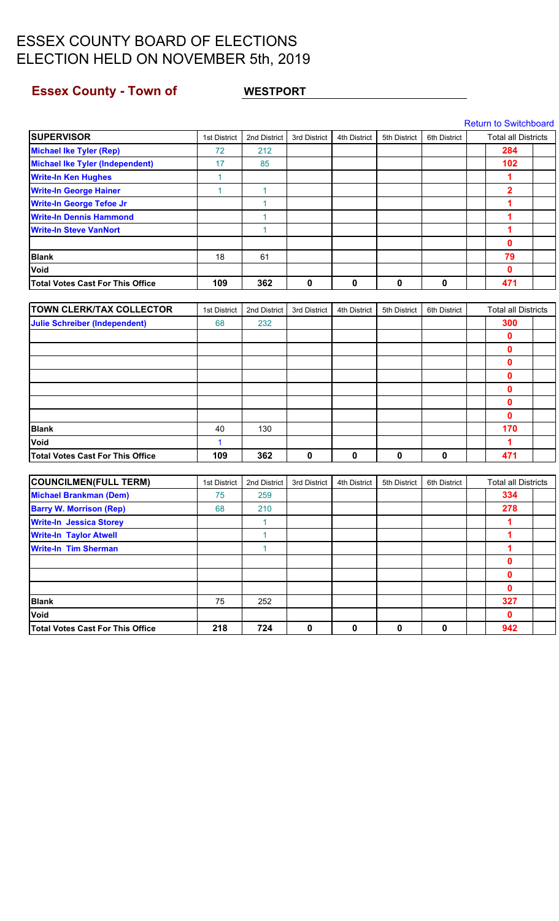# ESSEX COUNTY BOARD OF ELECTIONS
# ELECTION HELD ON NOVEMBER 5th, 2019

## Essex County - Town of WESTPORT

Return to Switchboard

| SUPERVISOR | 1st District | 2nd District | 3rd District | 4th District | 5th District | 6th District | Total all Districts |
|---|---|---|---|---|---|---|---|
| Michael Ike Tyler (Rep) | 72 | 212 | | | | | 284 |
| Michael Ike Tyler (Independent) | 17 | 85 | | | | | 102 |
| Write-In Ken Hughes | 1 | | | | | | 1 |
| Write-In George Hainer | 1 | 1 | | | | | 2 |
| Write-In George Tefoe Jr | | 1 | | | | | 1 |
| Write-In Dennis Hammond | | 1 | | | | | 1 |
| Write-In Steve VanNort | | 1 | | | | | 1 |
| | | | | | | | 0 |
| Blank | 18 | 61 | | | | | 79 |
| Void | | | | | | | 0 |
| Total Votes Cast For This Office | 109 | 362 | 0 | 0 | 0 | 0 | 471 |

| TOWN CLERK/TAX COLLECTOR | 1st District | 2nd District | 3rd District | 4th District | 5th District | 6th District | Total all Districts |
|---|---|---|---|---|---|---|---|
| Julie Schreiber (Independent) | 68 | 232 | | | | | 300 |
| | | | | | | | 0 |
| | | | | | | | 0 |
| | | | | | | | 0 |
| | | | | | | | 0 |
| | | | | | | | 0 |
| | | | | | | | 0 |
| | | | | | | | 0 |
| Blank | 40 | 130 | | | | | 170 |
| Void | 1 | | | | | | 1 |
| Total Votes Cast For This Office | 109 | 362 | 0 | 0 | 0 | 0 | 471 |

| COUNCILMEN(FULL TERM) | 1st District | 2nd District | 3rd District | 4th District | 5th District | 6th District | Total all Districts |
|---|---|---|---|---|---|---|---|
| Michael Brankman (Dem) | 75 | 259 | | | | | 334 |
| Barry W. Morrison (Rep) | 68 | 210 | | | | | 278 |
| Write-In Jessica Storey | | 1 | | | | | 1 |
| Write-In Taylor Atwell | | 1 | | | | | 1 |
| Write-In Tim Sherman | | 1 | | | | | 1 |
| | | | | | | | 0 |
| | | | | | | | 0 |
| | | | | | | | 0 |
| Blank | 75 | 252 | | | | | 327 |
| Void | | | | | | | 0 |
| Total Votes Cast For This Office | 218 | 724 | 0 | 0 | 0 | 0 | 942 |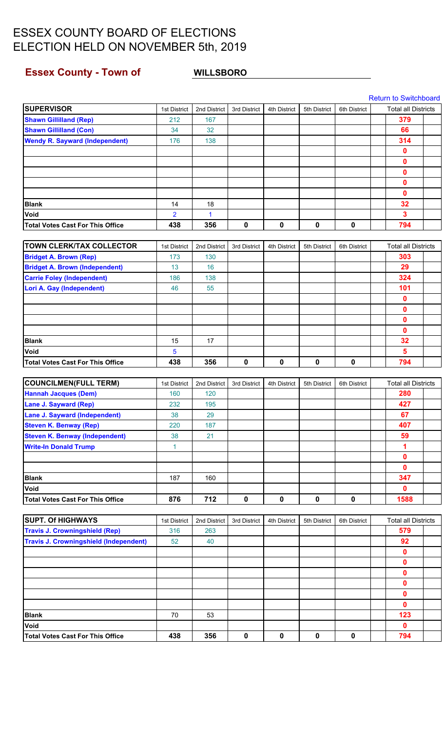# ESSEX COUNTY BOARD OF ELECTIONS
# ELECTION HELD ON NOVEMBER 5th, 2019

## Essex County - Town of WILLSBORO

Return to Switchboard

| SUPERVISOR | 1st District | 2nd District | 3rd District | 4th District | 5th District | 6th District | Total all Districts |
|---|---|---|---|---|---|---|---|
| Shawn Gilliland (Rep) | 212 | 167 | | | | | 379 |
| Shawn Gilliland (Con) | 34 | 32 | | | | | 66 |
| Wendy R. Sayward (Independent) | 176 | 138 | | | | | 314 |
| | | | | | | | 0 |
| | | | | | | | 0 |
| | | | | | | | 0 |
| | | | | | | | 0 |
| | | | | | | | 0 |
| Blank | 14 | 18 | | | | | 32 |
| Void | 2 | 1 | | | | | 3 |
| Total Votes Cast For This Office | 438 | 356 | 0 | 0 | 0 | 0 | 794 |

| TOWN CLERK/TAX COLLECTOR | 1st District | 2nd District | 3rd District | 4th District | 5th District | 6th District | Total all Districts |
|---|---|---|---|---|---|---|---|
| Bridget A. Brown (Rep) | 173 | 130 | | | | | 303 |
| Bridget A. Brown (Independent) | 13 | 16 | | | | | 29 |
| Carrie Foley (Independent) | 186 | 138 | | | | | 324 |
| Lori A. Gay (Independent) | 46 | 55 | | | | | 101 |
| | | | | | | | 0 |
| | | | | | | | 0 |
| | | | | | | | 0 |
| | | | | | | | 0 |
| Blank | 15 | 17 | | | | | 32 |
| Void | 5 | | | | | | 5 |
| Total Votes Cast For This Office | 438 | 356 | 0 | 0 | 0 | 0 | 794 |

| COUNCILMEN(FULL TERM) | 1st District | 2nd District | 3rd District | 4th District | 5th District | 6th District | Total all Districts |
|---|---|---|---|---|---|---|---|
| Hannah Jacques (Dem) | 160 | 120 | | | | | 280 |
| Lane J. Sayward (Rep) | 232 | 195 | | | | | 427 |
| Lane J. Sayward (Independent) | 38 | 29 | | | | | 67 |
| Steven K. Benway (Rep) | 220 | 187 | | | | | 407 |
| Steven K. Benway (Independent) | 38 | 21 | | | | | 59 |
| Write-In Donald Trump | 1 | | | | | | 1 |
| | | | | | | | 0 |
| | | | | | | | 0 |
| Blank | 187 | 160 | | | | | 347 |
| Void | | | | | | | 0 |
| Total Votes Cast For This Office | 876 | 712 | 0 | 0 | 0 | 0 | 1588 |

| SUPT. Of HIGHWAYS | 1st District | 2nd District | 3rd District | 4th District | 5th District | 6th District | Total all Districts |
|---|---|---|---|---|---|---|---|
| Travis J. Crowningshield (Rep) | 316 | 263 | | | | | 579 |
| Travis J. Crowningshield (Independent) | 52 | 40 | | | | | 92 |
| | | | | | | | 0 |
| | | | | | | | 0 |
| | | | | | | | 0 |
| | | | | | | | 0 |
| | | | | | | | 0 |
| | | | | | | | 0 |
| Blank | 70 | 53 | | | | | 123 |
| Void | | | | | | | 0 |
| Total Votes Cast For This Office | 438 | 356 | 0 | 0 | 0 | 0 | 794 |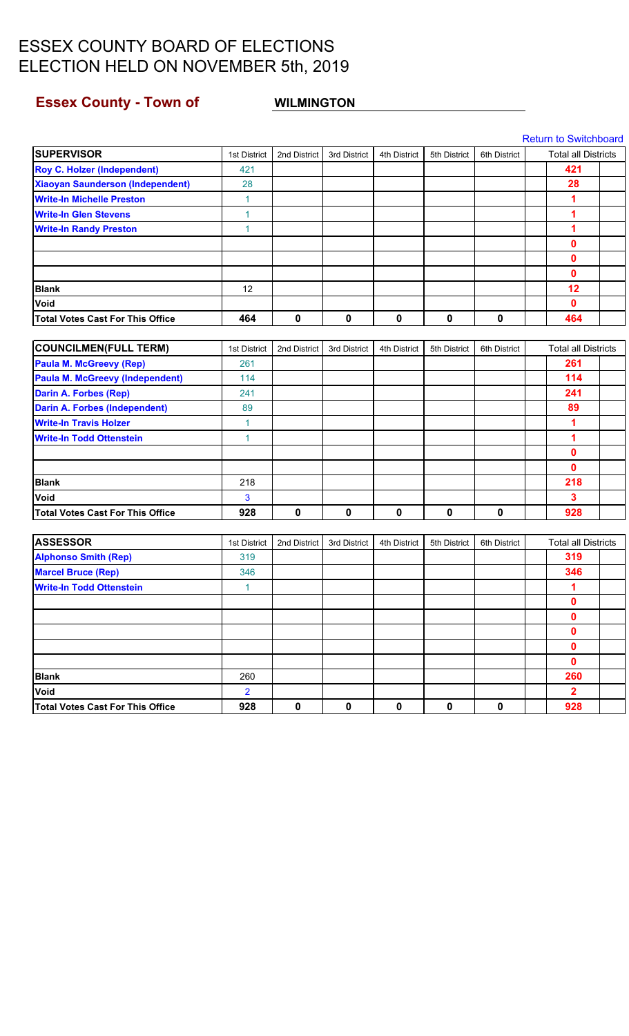# ESSEX COUNTY BOARD OF ELECTIONS
# ELECTION HELD ON NOVEMBER 5th, 2019

## Essex County - Town of WILMINGTON

Return to Switchboard

| SUPERVISOR | 1st District | 2nd District | 3rd District | 4th District | 5th District | 6th District | Total all Districts |
|---|---|---|---|---|---|---|---|
| Roy C. Holzer (Independent) | 421 | | | | | | 421 |
| Xiaoyan Saunderson (Independent) | 28 | | | | | | 28 |
| Write-In Michelle Preston | 1 | | | | | | 1 |
| Write-In Glen Stevens | 1 | | | | | | 1 |
| Write-In Randy Preston | 1 | | | | | | 1 |
| | | | | | | | 0 |
| | | | | | | | 0 |
| | | | | | | | 0 |
| Blank | 12 | | | | | | 12 |
| Void | | | | | | | 0 |
| Total Votes Cast For This Office | 464 | 0 | 0 | 0 | 0 | 0 | 464 |

| COUNCILMEN(FULL TERM) | 1st District | 2nd District | 3rd District | 4th District | 5th District | 6th District | Total all Districts |
|---|---|---|---|---|---|---|---|
| Paula M. McGreevy (Rep) | 261 | | | | | | 261 |
| Paula M. McGreevy (Independent) | 114 | | | | | | 114 |
| Darin A. Forbes (Rep) | 241 | | | | | | 241 |
| Darin A. Forbes (Independent) | 89 | | | | | | 89 |
| Write-In Travis Holzer | 1 | | | | | | 1 |
| Write-In Todd Ottenstein | 1 | | | | | | 1 |
| | | | | | | | 0 |
| | | | | | | | 0 |
| Blank | 218 | | | | | | 218 |
| Void | 3 | | | | | | 3 |
| Total Votes Cast For This Office | 928 | 0 | 0 | 0 | 0 | 0 | 928 |

| ASSESSOR | 1st District | 2nd District | 3rd District | 4th District | 5th District | 6th District | Total all Districts |
|---|---|---|---|---|---|---|---|
| Alphonso Smith (Rep) | 319 | | | | | | 319 |
| Marcel Bruce (Rep) | 346 | | | | | | 346 |
| Write-In Todd Ottenstein | 1 | | | | | | 1 |
| | | | | | | | 0 |
| | | | | | | | 0 |
| | | | | | | | 0 |
| | | | | | | | 0 |
| | | | | | | | 0 |
| Blank | 260 | | | | | | 260 |
| Void | 2 | | | | | | 2 |
| Total Votes Cast For This Office | 928 | 0 | 0 | 0 | 0 | 0 | 928 |